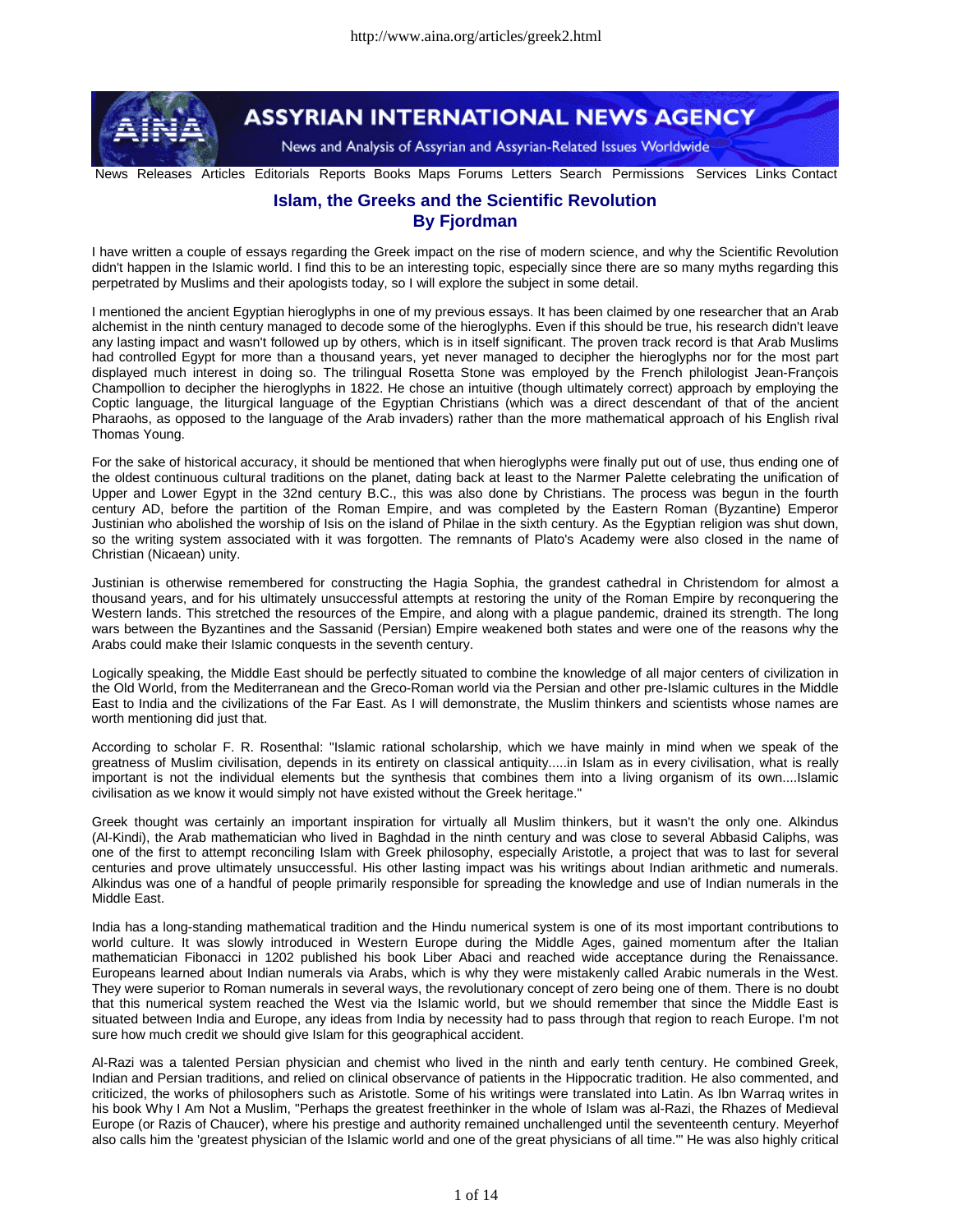# Islam, the Greeks and the Scientific Revolution
## By Fjordman

I have written a couple of essays regarding the Greek impact on the rise of modern science, and why the Scientific Revolution didn't happen in the Islamic world. I find this to be an interesting topic, especially since there are so many myths regarding this perpetrated by Muslims and their apologists today, so I will explore the subject in some detail.

I mentioned the ancient Egyptian hieroglyphs in one of my previous essays. It has been claimed by one researcher that an Arab alchemist in the ninth century managed to decode some of the hieroglyphs. Even if this should be true, his research didn't leave any lasting impact and wasn't followed up by others, which is in itself significant. The proven track record is that Arab Muslims had controlled Egypt for more than a thousand years, yet never managed to decipher the hieroglyphs nor for the most part displayed much interest in doing so. The trilingual Rosetta Stone was employed by the French philologist Jean-François Champollion to decipher the hieroglyphs in 1822. He chose an intuitive (though ultimately correct) approach by employing the Coptic language, the liturgical language of the Egyptian Christians (which was a direct descendant of that of the ancient Pharaohs, as opposed to the language of the Arab invaders) rather than the more mathematical approach of his English rival Thomas Young.

For the sake of historical accuracy, it should be mentioned that when hieroglyphs were finally put out of use, thus ending one of the oldest continuous cultural traditions on the planet, dating back at least to the Narmer Palette celebrating the unification of Upper and Lower Egypt in the 32nd century B.C., this was also done by Christians. The process was begun in the fourth century AD, before the partition of the Roman Empire, and was completed by the Eastern Roman (Byzantine) Emperor Justinian who abolished the worship of Isis on the island of Philae in the sixth century. As the Egyptian religion was shut down, so the writing system associated with it was forgotten. The remnants of Plato's Academy were also closed in the name of Christian (Nicaean) unity.

Justinian is otherwise remembered for constructing the Hagia Sophia, the grandest cathedral in Christendom for almost a thousand years, and for his ultimately unsuccessful attempts at restoring the unity of the Roman Empire by reconquering the Western lands. This stretched the resources of the Empire, and along with a plague pandemic, drained its strength. The long wars between the Byzantines and the Sassanid (Persian) Empire weakened both states and were one of the reasons why the Arabs could make their Islamic conquests in the seventh century.

Logically speaking, the Middle East should be perfectly situated to combine the knowledge of all major centers of civilization in the Old World, from the Mediterranean and the Greco-Roman world via the Persian and other pre-Islamic cultures in the Middle East to India and the civilizations of the Far East. As I will demonstrate, the Muslim thinkers and scientists whose names are worth mentioning did just that.

According to scholar F. R. Rosenthal: "Islamic rational scholarship, which we have mainly in mind when we speak of the greatness of Muslim civilisation, depends in its entirety on classical antiquity.....in Islam as in every civilisation, what is really important is not the individual elements but the synthesis that combines them into a living organism of its own....Islamic civilisation as we know it would simply not have existed without the Greek heritage."

Greek thought was certainly an important inspiration for virtually all Muslim thinkers, but it wasn't the only one. Alkindus (Al-Kindi), the Arab mathematician who lived in Baghdad in the ninth century and was close to several Abbasid Caliphs, was one of the first to attempt reconciling Islam with Greek philosophy, especially Aristotle, a project that was to last for several centuries and prove ultimately unsuccessful. His other lasting impact was his writings about Indian arithmetic and numerals. Alkindus was one of a handful of people primarily responsible for spreading the knowledge and use of Indian numerals in the Middle East.

India has a long-standing mathematical tradition and the Hindu numerical system is one of its most important contributions to world culture. It was slowly introduced in Western Europe during the Middle Ages, gained momentum after the Italian mathematician Fibonacci in 1202 published his book Liber Abaci and reached wide acceptance during the Renaissance. Europeans learned about Indian numerals via Arabs, which is why they were mistakenly called Arabic numerals in the West. They were superior to Roman numerals in several ways, the revolutionary concept of zero being one of them. There is no doubt that this numerical system reached the West via the Islamic world, but we should remember that since the Middle East is situated between India and Europe, any ideas from India by necessity had to pass through that region to reach Europe. I'm not sure how much credit we should give Islam for this geographical accident.

Al-Razi was a talented Persian physician and chemist who lived in the ninth and early tenth century. He combined Greek, Indian and Persian traditions, and relied on clinical observance of patients in the Hippocratic tradition. He also commented, and criticized, the works of philosophers such as Aristotle. Some of his writings were translated into Latin. As Ibn Warraq writes in his book Why I Am Not a Muslim, "Perhaps the greatest freethinker in the whole of Islam was al-Razi, the Rhazes of Medieval Europe (or Razis of Chaucer), where his prestige and authority remained unchallenged until the seventeenth century. Meyerhof also calls him the 'greatest physician of the Islamic world and one of the great physicians of all time.'" He was also highly critical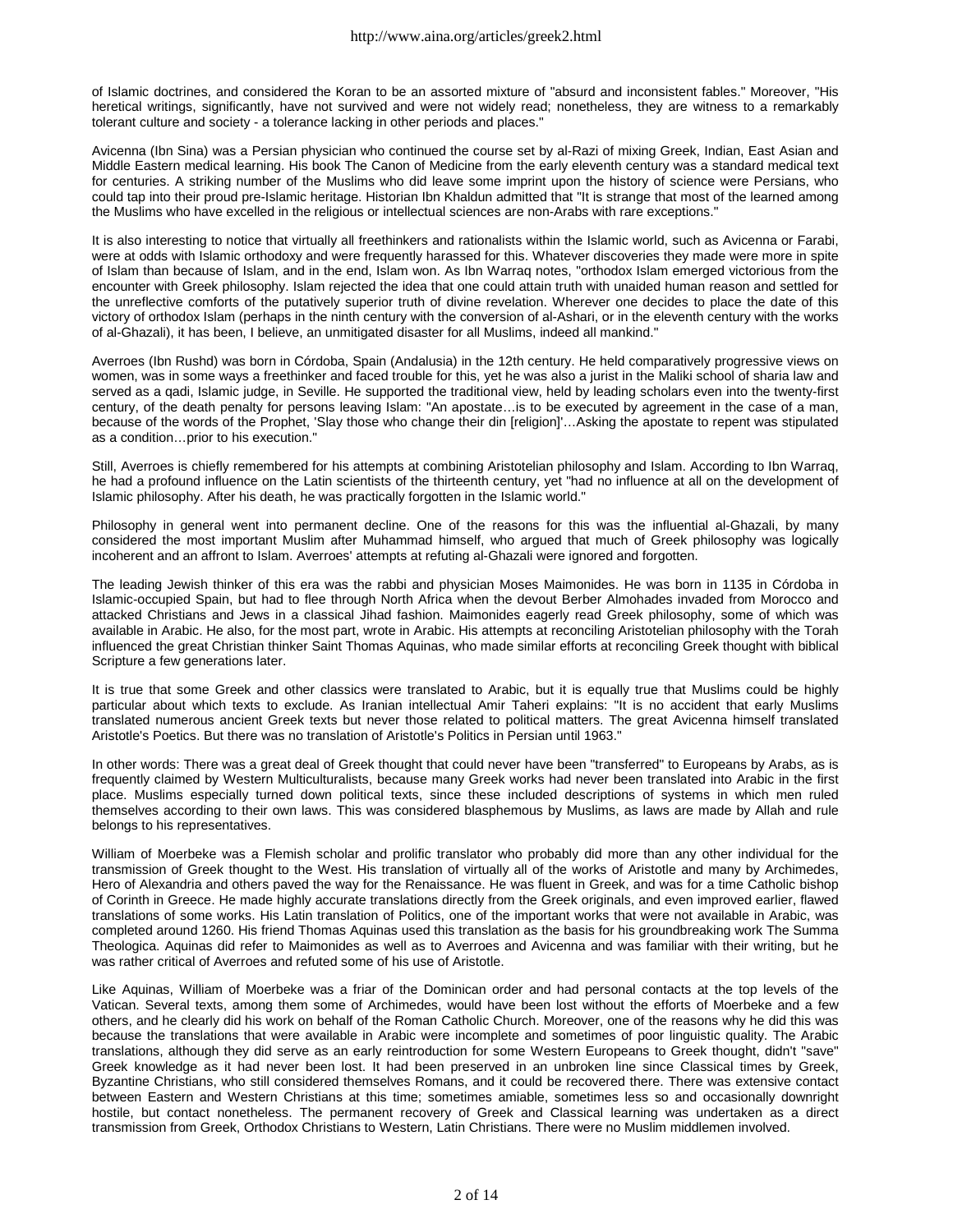of Islamic doctrines, and considered the Koran to be an assorted mixture of "absurd and inconsistent fables." Moreover, "His heretical writings, significantly, have not survived and were not widely read; nonetheless, they are witness to a remarkably tolerant culture and society - a tolerance lacking in other periods and places."

Avicenna (Ibn Sina) was a Persian physician who continued the course set by al-Razi of mixing Greek, Indian, East Asian and Middle Eastern medical learning. His book The Canon of Medicine from the early eleventh century was a standard medical text for centuries. A striking number of the Muslims who did leave some imprint upon the history of science were Persians, who could tap into their proud pre-Islamic heritage. Historian Ibn Khaldun admitted that "It is strange that most of the learned among the Muslims who have excelled in the religious or intellectual sciences are non-Arabs with rare exceptions."

It is also interesting to notice that virtually all freethinkers and rationalists within the Islamic world, such as Avicenna or Farabi, were at odds with Islamic orthodoxy and were frequently harassed for this. Whatever discoveries they made were more in spite of Islam than because of Islam, and in the end, Islam won. As Ibn Warraq notes, "orthodox Islam emerged victorious from the encounter with Greek philosophy. Islam rejected the idea that one could attain truth with unaided human reason and settled for the unreflective comforts of the putatively superior truth of divine revelation. Wherever one decides to place the date of this victory of orthodox Islam (perhaps in the ninth century with the conversion of al-Ashari, or in the eleventh century with the works of al-Ghazali), it has been, I believe, an unmitigated disaster for all Muslims, indeed all mankind."

Averroes (Ibn Rushd) was born in Córdoba, Spain (Andalusia) in the 12th century. He held comparatively progressive views on women, was in some ways a freethinker and faced trouble for this, yet he was also a jurist in the Maliki school of sharia law and served as a qadi, Islamic judge, in Seville. He supported the traditional view, held by leading scholars even into the twenty-first century, of the death penalty for persons leaving Islam: "An apostate…is to be executed by agreement in the case of a man, because of the words of the Prophet, 'Slay those who change their din [religion]'…Asking the apostate to repent was stipulated as a condition…prior to his execution."

Still, Averroes is chiefly remembered for his attempts at combining Aristotelian philosophy and Islam. According to Ibn Warraq, he had a profound influence on the Latin scientists of the thirteenth century, yet "had no influence at all on the development of Islamic philosophy. After his death, he was practically forgotten in the Islamic world."

Philosophy in general went into permanent decline. One of the reasons for this was the influential al-Ghazali, by many considered the most important Muslim after Muhammad himself, who argued that much of Greek philosophy was logically incoherent and an affront to Islam. Averroes' attempts at refuting al-Ghazali were ignored and forgotten.

The leading Jewish thinker of this era was the rabbi and physician Moses Maimonides. He was born in 1135 in Córdoba in Islamic-occupied Spain, but had to flee through North Africa when the devout Berber Almohades invaded from Morocco and attacked Christians and Jews in a classical Jihad fashion. Maimonides eagerly read Greek philosophy, some of which was available in Arabic. He also, for the most part, wrote in Arabic. His attempts at reconciling Aristotelian philosophy with the Torah influenced the great Christian thinker Saint Thomas Aquinas, who made similar efforts at reconciling Greek thought with biblical Scripture a few generations later.

It is true that some Greek and other classics were translated to Arabic, but it is equally true that Muslims could be highly particular about which texts to exclude. As Iranian intellectual Amir Taheri explains: "It is no accident that early Muslims translated numerous ancient Greek texts but never those related to political matters. The great Avicenna himself translated Aristotle's Poetics. But there was no translation of Aristotle's Politics in Persian until 1963."

In other words: There was a great deal of Greek thought that could never have been "transferred" to Europeans by Arabs, as is frequently claimed by Western Multiculturalists, because many Greek works had never been translated into Arabic in the first place. Muslims especially turned down political texts, since these included descriptions of systems in which men ruled themselves according to their own laws. This was considered blasphemous by Muslims, as laws are made by Allah and rule belongs to his representatives.

William of Moerbeke was a Flemish scholar and prolific translator who probably did more than any other individual for the transmission of Greek thought to the West. His translation of virtually all of the works of Aristotle and many by Archimedes, Hero of Alexandria and others paved the way for the Renaissance. He was fluent in Greek, and was for a time Catholic bishop of Corinth in Greece. He made highly accurate translations directly from the Greek originals, and even improved earlier, flawed translations of some works. His Latin translation of Politics, one of the important works that were not available in Arabic, was completed around 1260. His friend Thomas Aquinas used this translation as the basis for his groundbreaking work The Summa Theologica. Aquinas did refer to Maimonides as well as to Averroes and Avicenna and was familiar with their writing, but he was rather critical of Averroes and refuted some of his use of Aristotle.

Like Aquinas, William of Moerbeke was a friar of the Dominican order and had personal contacts at the top levels of the Vatican. Several texts, among them some of Archimedes, would have been lost without the efforts of Moerbeke and a few others, and he clearly did his work on behalf of the Roman Catholic Church. Moreover, one of the reasons why he did this was because the translations that were available in Arabic were incomplete and sometimes of poor linguistic quality. The Arabic translations, although they did serve as an early reintroduction for some Western Europeans to Greek thought, didn't "save" Greek knowledge as it had never been lost. It had been preserved in an unbroken line since Classical times by Greek, Byzantine Christians, who still considered themselves Romans, and it could be recovered there. There was extensive contact between Eastern and Western Christians at this time; sometimes amiable, sometimes less so and occasionally downright hostile, but contact nonetheless. The permanent recovery of Greek and Classical learning was undertaken as a direct transmission from Greek, Orthodox Christians to Western, Latin Christians. There were no Muslim middlemen involved.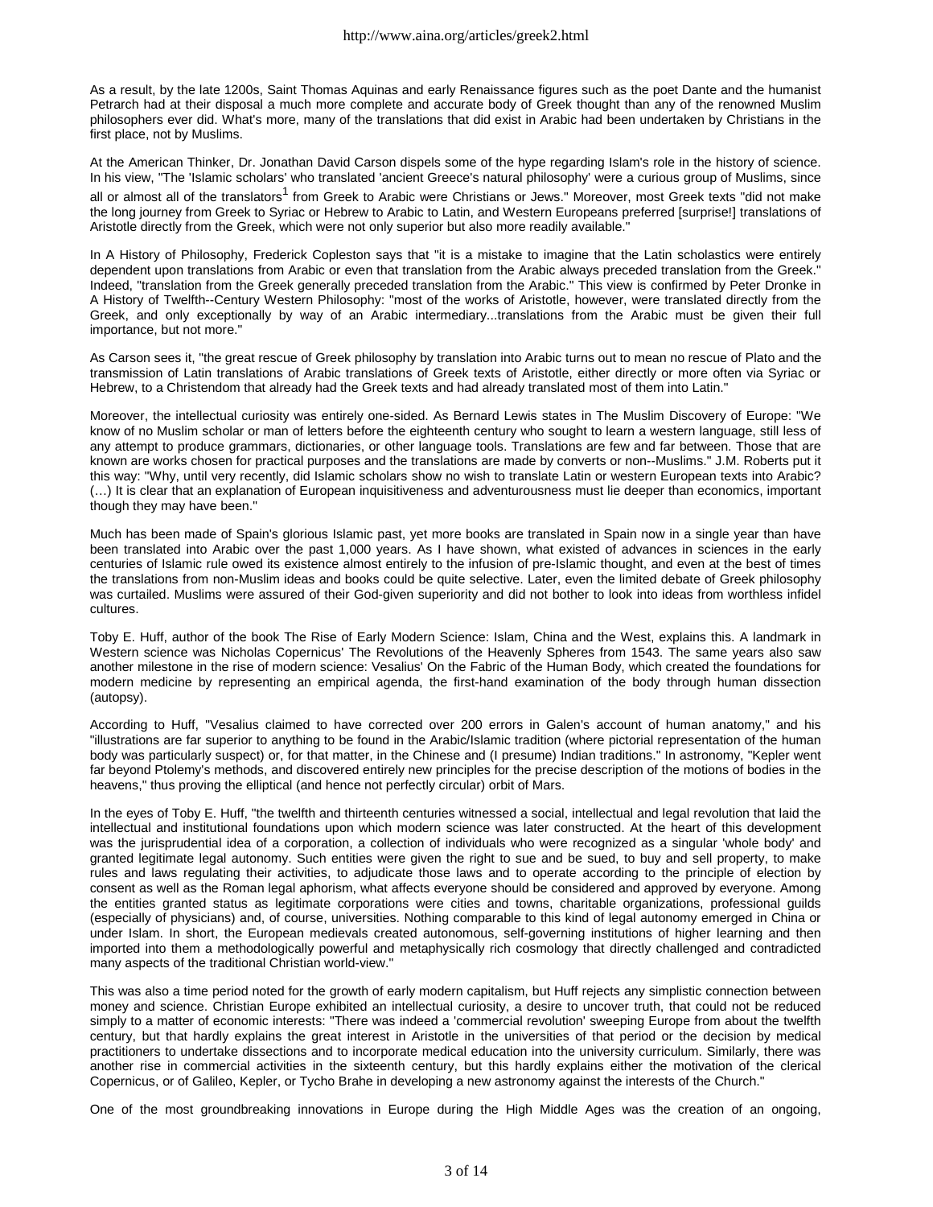As a result, by the late 1200s, Saint Thomas Aquinas and early Renaissance figures such as the poet Dante and the humanist Petrarch had at their disposal a much more complete and accurate body of Greek thought than any of the renowned Muslim philosophers ever did. What's more, many of the translations that did exist in Arabic had been undertaken by Christians in the first place, not by Muslims.

At the American Thinker, Dr. Jonathan David Carson dispels some of the hype regarding Islam's role in the history of science. In his view, "The 'Islamic scholars' who translated 'ancient Greece's natural philosophy' were a curious group of Muslims, since all or almost all of the translators[1] from Greek to Arabic were Christians or Jews." Moreover, most Greek texts "did not make the long journey from Greek to Syriac or Hebrew to Arabic to Latin, and Western Europeans preferred [surprise!] translations of Aristotle directly from the Greek, which were not only superior but also more readily available."

In A History of Philosophy, Frederick Copleston says that "it is a mistake to imagine that the Latin scholastics were entirely dependent upon translations from Arabic or even that translation from the Arabic always preceded translation from the Greek." Indeed, "translation from the Greek generally preceded translation from the Arabic." This view is confirmed by Peter Dronke in A History of Twelfth--Century Western Philosophy: "most of the works of Aristotle, however, were translated directly from the Greek, and only exceptionally by way of an Arabic intermediary...translations from the Arabic must be given their full importance, but not more."

As Carson sees it, "the great rescue of Greek philosophy by translation into Arabic turns out to mean no rescue of Plato and the transmission of Latin translations of Arabic translations of Greek texts of Aristotle, either directly or more often via Syriac or Hebrew, to a Christendom that already had the Greek texts and had already translated most of them into Latin."

Moreover, the intellectual curiosity was entirely one-sided. As Bernard Lewis states in The Muslim Discovery of Europe: "We know of no Muslim scholar or man of letters before the eighteenth century who sought to learn a western language, still less of any attempt to produce grammars, dictionaries, or other language tools. Translations are few and far between. Those that are known are works chosen for practical purposes and the translations are made by converts or non--Muslims." J.M. Roberts put it this way: "Why, until very recently, did Islamic scholars show no wish to translate Latin or western European texts into Arabic? (…) It is clear that an explanation of European inquisitiveness and adventurousness must lie deeper than economics, important though they may have been."

Much has been made of Spain's glorious Islamic past, yet more books are translated in Spain now in a single year than have been translated into Arabic over the past 1,000 years. As I have shown, what existed of advances in sciences in the early centuries of Islamic rule owed its existence almost entirely to the infusion of pre-Islamic thought, and even at the best of times the translations from non-Muslim ideas and books could be quite selective. Later, even the limited debate of Greek philosophy was curtailed. Muslims were assured of their God-given superiority and did not bother to look into ideas from worthless infidel cultures.

Toby E. Huff, author of the book The Rise of Early Modern Science: Islam, China and the West, explains this. A landmark in Western science was Nicholas Copernicus' The Revolutions of the Heavenly Spheres from 1543. The same years also saw another milestone in the rise of modern science: Vesalius' On the Fabric of the Human Body, which created the foundations for modern medicine by representing an empirical agenda, the first-hand examination of the body through human dissection (autopsy).

According to Huff, "Vesalius claimed to have corrected over 200 errors in Galen's account of human anatomy," and his "illustrations are far superior to anything to be found in the Arabic/Islamic tradition (where pictorial representation of the human body was particularly suspect) or, for that matter, in the Chinese and (I presume) Indian traditions." In astronomy, "Kepler went far beyond Ptolemy's methods, and discovered entirely new principles for the precise description of the motions of bodies in the heavens," thus proving the elliptical (and hence not perfectly circular) orbit of Mars.

In the eyes of Toby E. Huff, "the twelfth and thirteenth centuries witnessed a social, intellectual and legal revolution that laid the intellectual and institutional foundations upon which modern science was later constructed. At the heart of this development was the jurisprudential idea of a corporation, a collection of individuals who were recognized as a singular 'whole body' and granted legitimate legal autonomy. Such entities were given the right to sue and be sued, to buy and sell property, to make rules and laws regulating their activities, to adjudicate those laws and to operate according to the principle of election by consent as well as the Roman legal aphorism, what affects everyone should be considered and approved by everyone. Among the entities granted status as legitimate corporations were cities and towns, charitable organizations, professional guilds (especially of physicians) and, of course, universities. Nothing comparable to this kind of legal autonomy emerged in China or under Islam. In short, the European medievals created autonomous, self-governing institutions of higher learning and then imported into them a methodologically powerful and metaphysically rich cosmology that directly challenged and contradicted many aspects of the traditional Christian world-view."

This was also a time period noted for the growth of early modern capitalism, but Huff rejects any simplistic connection between money and science. Christian Europe exhibited an intellectual curiosity, a desire to uncover truth, that could not be reduced simply to a matter of economic interests: "There was indeed a 'commercial revolution' sweeping Europe from about the twelfth century, but that hardly explains the great interest in Aristotle in the universities of that period or the decision by medical practitioners to undertake dissections and to incorporate medical education into the university curriculum. Similarly, there was another rise in commercial activities in the sixteenth century, but this hardly explains either the motivation of the clerical Copernicus, or of Galileo, Kepler, or Tycho Brahe in developing a new astronomy against the interests of the Church."

One of the most groundbreaking innovations in Europe during the High Middle Ages was the creation of an ongoing,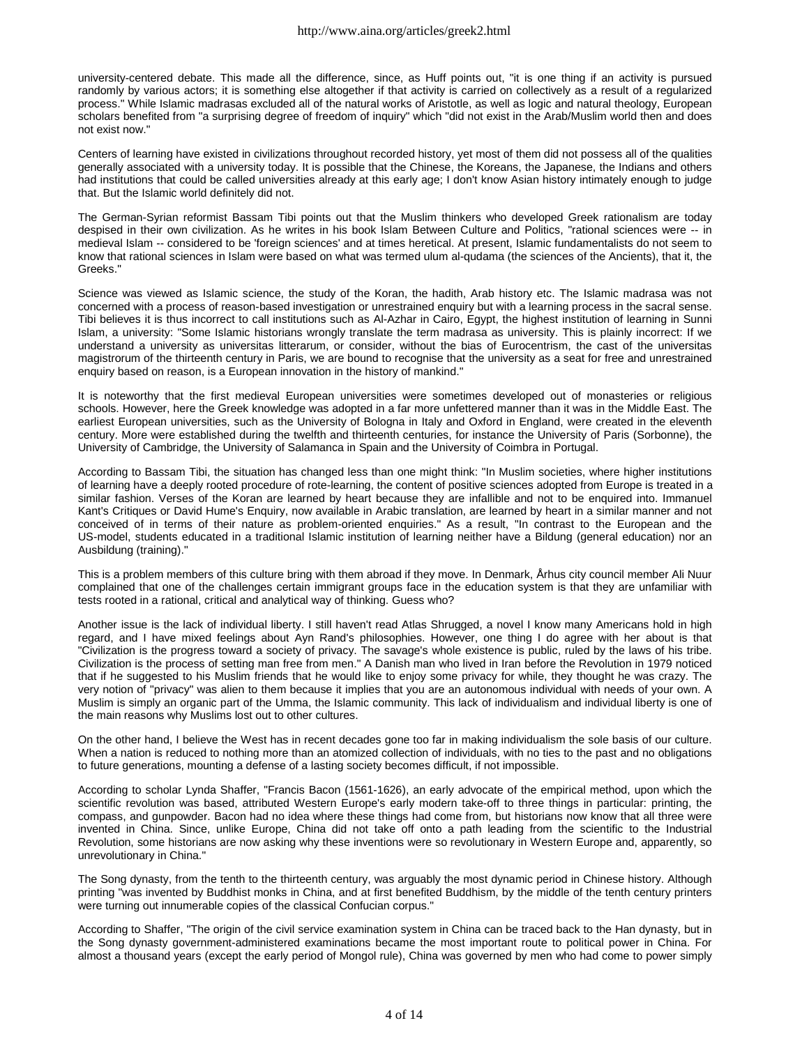university-centered debate. This made all the difference, since, as Huff points out, "it is one thing if an activity is pursued randomly by various actors; it is something else altogether if that activity is carried on collectively as a result of a regularized process." While Islamic madrasas excluded all of the natural works of Aristotle, as well as logic and natural theology, European scholars benefited from "a surprising degree of freedom of inquiry" which "did not exist in the Arab/Muslim world then and does not exist now."

Centers of learning have existed in civilizations throughout recorded history, yet most of them did not possess all of the qualities generally associated with a university today. It is possible that the Chinese, the Koreans, the Japanese, the Indians and others had institutions that could be called universities already at this early age; I don't know Asian history intimately enough to judge that. But the Islamic world definitely did not.

The German-Syrian reformist Bassam Tibi points out that the Muslim thinkers who developed Greek rationalism are today despised in their own civilization. As he writes in his book Islam Between Culture and Politics, "rational sciences were -- in medieval Islam -- considered to be 'foreign sciences' and at times heretical. At present, Islamic fundamentalists do not seem to know that rational sciences in Islam were based on what was termed ulum al-qudama (the sciences of the Ancients), that it, the Greeks."

Science was viewed as Islamic science, the study of the Koran, the hadith, Arab history etc. The Islamic madrasa was not concerned with a process of reason-based investigation or unrestrained enquiry but with a learning process in the sacral sense. Tibi believes it is thus incorrect to call institutions such as Al-Azhar in Cairo, Egypt, the highest institution of learning in Sunni Islam, a university: "Some Islamic historians wrongly translate the term madrasa as university. This is plainly incorrect: If we understand a university as universitas litterarum, or consider, without the bias of Eurocentrism, the cast of the universitas magistrorum of the thirteenth century in Paris, we are bound to recognise that the university as a seat for free and unrestrained enquiry based on reason, is a European innovation in the history of mankind."

It is noteworthy that the first medieval European universities were sometimes developed out of monasteries or religious schools. However, here the Greek knowledge was adopted in a far more unfettered manner than it was in the Middle East. The earliest European universities, such as the University of Bologna in Italy and Oxford in England, were created in the eleventh century. More were established during the twelfth and thirteenth centuries, for instance the University of Paris (Sorbonne), the University of Cambridge, the University of Salamanca in Spain and the University of Coimbra in Portugal.

According to Bassam Tibi, the situation has changed less than one might think: "In Muslim societies, where higher institutions of learning have a deeply rooted procedure of rote-learning, the content of positive sciences adopted from Europe is treated in a similar fashion. Verses of the Koran are learned by heart because they are infallible and not to be enquired into. Immanuel Kant's Critiques or David Hume's Enquiry, now available in Arabic translation, are learned by heart in a similar manner and not conceived of in terms of their nature as problem-oriented enquiries." As a result, "In contrast to the European and the US-model, students educated in a traditional Islamic institution of learning neither have a Bildung (general education) nor an Ausbildung (training)."

This is a problem members of this culture bring with them abroad if they move. In Denmark, Århus city council member Ali Nuur complained that one of the challenges certain immigrant groups face in the education system is that they are unfamiliar with tests rooted in a rational, critical and analytical way of thinking. Guess who?

Another issue is the lack of individual liberty. I still haven't read Atlas Shrugged, a novel I know many Americans hold in high regard, and I have mixed feelings about Ayn Rand's philosophies. However, one thing I do agree with her about is that "Civilization is the progress toward a society of privacy. The savage's whole existence is public, ruled by the laws of his tribe. Civilization is the process of setting man free from men." A Danish man who lived in Iran before the Revolution in 1979 noticed that if he suggested to his Muslim friends that he would like to enjoy some privacy for while, they thought he was crazy. The very notion of "privacy" was alien to them because it implies that you are an autonomous individual with needs of your own. A Muslim is simply an organic part of the Umma, the Islamic community. This lack of individualism and individual liberty is one of the main reasons why Muslims lost out to other cultures.

On the other hand, I believe the West has in recent decades gone too far in making individualism the sole basis of our culture. When a nation is reduced to nothing more than an atomized collection of individuals, with no ties to the past and no obligations to future generations, mounting a defense of a lasting society becomes difficult, if not impossible.

According to scholar Lynda Shaffer, "Francis Bacon (1561-1626), an early advocate of the empirical method, upon which the scientific revolution was based, attributed Western Europe's early modern take-off to three things in particular: printing, the compass, and gunpowder. Bacon had no idea where these things had come from, but historians now know that all three were invented in China. Since, unlike Europe, China did not take off onto a path leading from the scientific to the Industrial Revolution, some historians are now asking why these inventions were so revolutionary in Western Europe and, apparently, so unrevolutionary in China."

The Song dynasty, from the tenth to the thirteenth century, was arguably the most dynamic period in Chinese history. Although printing "was invented by Buddhist monks in China, and at first benefited Buddhism, by the middle of the tenth century printers were turning out innumerable copies of the classical Confucian corpus."

According to Shaffer, "The origin of the civil service examination system in China can be traced back to the Han dynasty, but in the Song dynasty government-administered examinations became the most important route to political power in China. For almost a thousand years (except the early period of Mongol rule), China was governed by men who had come to power simply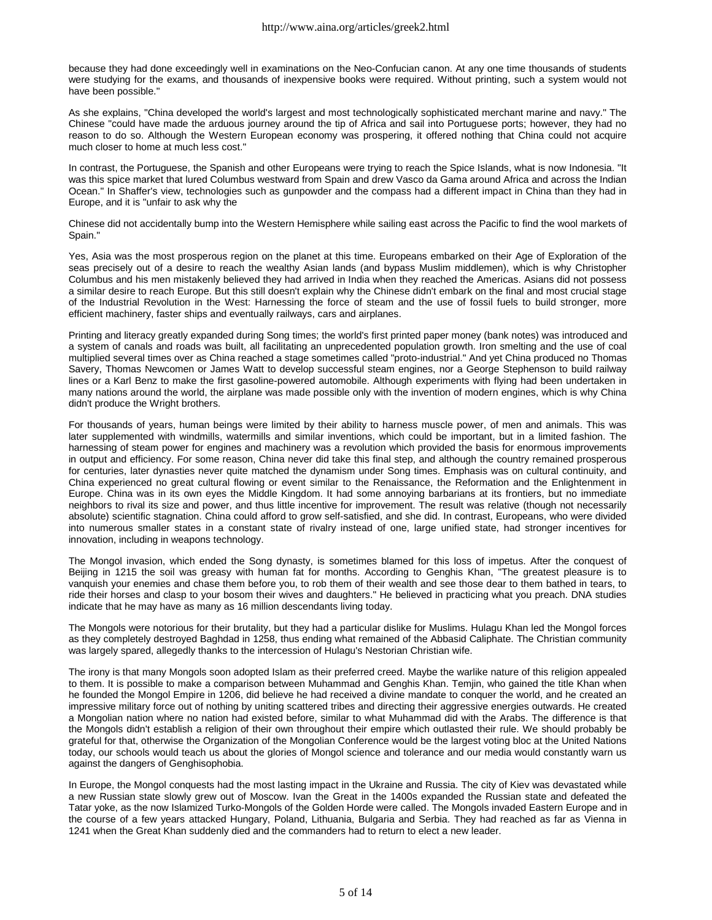because they had done exceedingly well in examinations on the Neo-Confucian canon. At any one time thousands of students were studying for the exams, and thousands of inexpensive books were required. Without printing, such a system would not have been possible."

As she explains, "China developed the world's largest and most technologically sophisticated merchant marine and navy." The Chinese "could have made the arduous journey around the tip of Africa and sail into Portuguese ports; however, they had no reason to do so. Although the Western European economy was prospering, it offered nothing that China could not acquire much closer to home at much less cost."

In contrast, the Portuguese, the Spanish and other Europeans were trying to reach the Spice Islands, what is now Indonesia. "It was this spice market that lured Columbus westward from Spain and drew Vasco da Gama around Africa and across the Indian Ocean." In Shaffer's view, technologies such as gunpowder and the compass had a different impact in China than they had in Europe, and it is "unfair to ask why the

Chinese did not accidentally bump into the Western Hemisphere while sailing east across the Pacific to find the wool markets of Spain."

Yes, Asia was the most prosperous region on the planet at this time. Europeans embarked on their Age of Exploration of the seas precisely out of a desire to reach the wealthy Asian lands (and bypass Muslim middlemen), which is why Christopher Columbus and his men mistakenly believed they had arrived in India when they reached the Americas. Asians did not possess a similar desire to reach Europe. But this still doesn't explain why the Chinese didn't embark on the final and most crucial stage of the Industrial Revolution in the West: Harnessing the force of steam and the use of fossil fuels to build stronger, more efficient machinery, faster ships and eventually railways, cars and airplanes.

Printing and literacy greatly expanded during Song times; the world's first printed paper money (bank notes) was introduced and a system of canals and roads was built, all facilitating an unprecedented population growth. Iron smelting and the use of coal multiplied several times over as China reached a stage sometimes called "proto-industrial." And yet China produced no Thomas Savery, Thomas Newcomen or James Watt to develop successful steam engines, nor a George Stephenson to build railway lines or a Karl Benz to make the first gasoline-powered automobile. Although experiments with flying had been undertaken in many nations around the world, the airplane was made possible only with the invention of modern engines, which is why China didn't produce the Wright brothers.

For thousands of years, human beings were limited by their ability to harness muscle power, of men and animals. This was later supplemented with windmills, watermills and similar inventions, which could be important, but in a limited fashion. The harnessing of steam power for engines and machinery was a revolution which provided the basis for enormous improvements in output and efficiency. For some reason, China never did take this final step, and although the country remained prosperous for centuries, later dynasties never quite matched the dynamism under Song times. Emphasis was on cultural continuity, and China experienced no great cultural flowing or event similar to the Renaissance, the Reformation and the Enlightenment in Europe. China was in its own eyes the Middle Kingdom. It had some annoying barbarians at its frontiers, but no immediate neighbors to rival its size and power, and thus little incentive for improvement. The result was relative (though not necessarily absolute) scientific stagnation. China could afford to grow self-satisfied, and she did. In contrast, Europeans, who were divided into numerous smaller states in a constant state of rivalry instead of one, large unified state, had stronger incentives for innovation, including in weapons technology.

The Mongol invasion, which ended the Song dynasty, is sometimes blamed for this loss of impetus. After the conquest of Beijing in 1215 the soil was greasy with human fat for months. According to Genghis Khan, "The greatest pleasure is to vanquish your enemies and chase them before you, to rob them of their wealth and see those dear to them bathed in tears, to ride their horses and clasp to your bosom their wives and daughters." He believed in practicing what you preach. DNA studies indicate that he may have as many as 16 million descendants living today.

The Mongols were notorious for their brutality, but they had a particular dislike for Muslims. Hulagu Khan led the Mongol forces as they completely destroyed Baghdad in 1258, thus ending what remained of the Abbasid Caliphate. The Christian community was largely spared, allegedly thanks to the intercession of Hulagu's Nestorian Christian wife.

The irony is that many Mongols soon adopted Islam as their preferred creed. Maybe the warlike nature of this religion appealed to them. It is possible to make a comparison between Muhammad and Genghis Khan. Temjin, who gained the title Khan when he founded the Mongol Empire in 1206, did believe he had received a divine mandate to conquer the world, and he created an impressive military force out of nothing by uniting scattered tribes and directing their aggressive energies outwards. He created a Mongolian nation where no nation had existed before, similar to what Muhammad did with the Arabs. The difference is that the Mongols didn't establish a religion of their own throughout their empire which outlasted their rule. We should probably be grateful for that, otherwise the Organization of the Mongolian Conference would be the largest voting bloc at the United Nations today, our schools would teach us about the glories of Mongol science and tolerance and our media would constantly warn us against the dangers of Genghisophobia.

In Europe, the Mongol conquests had the most lasting impact in the Ukraine and Russia. The city of Kiev was devastated while a new Russian state slowly grew out of Moscow. Ivan the Great in the 1400s expanded the Russian state and defeated the Tatar yoke, as the now Islamized Turko-Mongols of the Golden Horde were called. The Mongols invaded Eastern Europe and in the course of a few years attacked Hungary, Poland, Lithuania, Bulgaria and Serbia. They had reached as far as Vienna in 1241 when the Great Khan suddenly died and the commanders had to return to elect a new leader.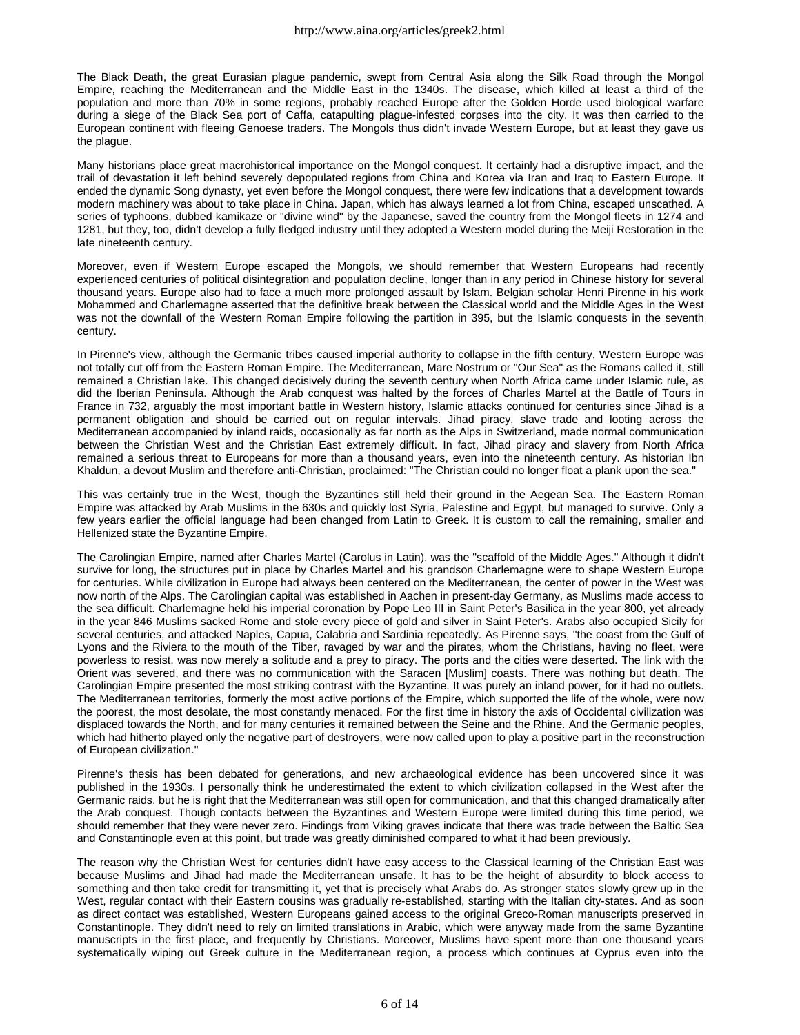The Black Death, the great Eurasian plague pandemic, swept from Central Asia along the Silk Road through the Mongol Empire, reaching the Mediterranean and the Middle East in the 1340s. The disease, which killed at least a third of the population and more than 70% in some regions, probably reached Europe after the Golden Horde used biological warfare during a siege of the Black Sea port of Caffa, catapulting plague-infested corpses into the city. It was then carried to the European continent with fleeing Genoese traders. The Mongols thus didn't invade Western Europe, but at least they gave us the plague.

Many historians place great macrohistorical importance on the Mongol conquest. It certainly had a disruptive impact, and the trail of devastation it left behind severely depopulated regions from China and Korea via Iran and Iraq to Eastern Europe. It ended the dynamic Song dynasty, yet even before the Mongol conquest, there were few indications that a development towards modern machinery was about to take place in China. Japan, which has always learned a lot from China, escaped unscathed. A series of typhoons, dubbed kamikaze or "divine wind" by the Japanese, saved the country from the Mongol fleets in 1274 and 1281, but they, too, didn't develop a fully fledged industry until they adopted a Western model during the Meiji Restoration in the late nineteenth century.

Moreover, even if Western Europe escaped the Mongols, we should remember that Western Europeans had recently experienced centuries of political disintegration and population decline, longer than in any period in Chinese history for several thousand years. Europe also had to face a much more prolonged assault by Islam. Belgian scholar Henri Pirenne in his work Mohammed and Charlemagne asserted that the definitive break between the Classical world and the Middle Ages in the West was not the downfall of the Western Roman Empire following the partition in 395, but the Islamic conquests in the seventh century.

In Pirenne's view, although the Germanic tribes caused imperial authority to collapse in the fifth century, Western Europe was not totally cut off from the Eastern Roman Empire. The Mediterranean, Mare Nostrum or "Our Sea" as the Romans called it, still remained a Christian lake. This changed decisively during the seventh century when North Africa came under Islamic rule, as did the Iberian Peninsula. Although the Arab conquest was halted by the forces of Charles Martel at the Battle of Tours in France in 732, arguably the most important battle in Western history, Islamic attacks continued for centuries since Jihad is a permanent obligation and should be carried out on regular intervals. Jihad piracy, slave trade and looting across the Mediterranean accompanied by inland raids, occasionally as far north as the Alps in Switzerland, made normal communication between the Christian West and the Christian East extremely difficult. In fact, Jihad piracy and slavery from North Africa remained a serious threat to Europeans for more than a thousand years, even into the nineteenth century. As historian Ibn Khaldun, a devout Muslim and therefore anti-Christian, proclaimed: "The Christian could no longer float a plank upon the sea."

This was certainly true in the West, though the Byzantines still held their ground in the Aegean Sea. The Eastern Roman Empire was attacked by Arab Muslims in the 630s and quickly lost Syria, Palestine and Egypt, but managed to survive. Only a few years earlier the official language had been changed from Latin to Greek. It is custom to call the remaining, smaller and Hellenized state the Byzantine Empire.

The Carolingian Empire, named after Charles Martel (Carolus in Latin), was the "scaffold of the Middle Ages." Although it didn't survive for long, the structures put in place by Charles Martel and his grandson Charlemagne were to shape Western Europe for centuries. While civilization in Europe had always been centered on the Mediterranean, the center of power in the West was now north of the Alps. The Carolingian capital was established in Aachen in present-day Germany, as Muslims made access to the sea difficult. Charlemagne held his imperial coronation by Pope Leo III in Saint Peter's Basilica in the year 800, yet already in the year 846 Muslims sacked Rome and stole every piece of gold and silver in Saint Peter's. Arabs also occupied Sicily for several centuries, and attacked Naples, Capua, Calabria and Sardinia repeatedly. As Pirenne says, "the coast from the Gulf of Lyons and the Riviera to the mouth of the Tiber, ravaged by war and the pirates, whom the Christians, having no fleet, were powerless to resist, was now merely a solitude and a prey to piracy. The ports and the cities were deserted. The link with the Orient was severed, and there was no communication with the Saracen [Muslim] coasts. There was nothing but death. The Carolingian Empire presented the most striking contrast with the Byzantine. It was purely an inland power, for it had no outlets. The Mediterranean territories, formerly the most active portions of the Empire, which supported the life of the whole, were now the poorest, the most desolate, the most constantly menaced. For the first time in history the axis of Occidental civilization was displaced towards the North, and for many centuries it remained between the Seine and the Rhine. And the Germanic peoples, which had hitherto played only the negative part of destroyers, were now called upon to play a positive part in the reconstruction of European civilization."

Pirenne's thesis has been debated for generations, and new archaeological evidence has been uncovered since it was published in the 1930s. I personally think he underestimated the extent to which civilization collapsed in the West after the Germanic raids, but he is right that the Mediterranean was still open for communication, and that this changed dramatically after the Arab conquest. Though contacts between the Byzantines and Western Europe were limited during this time period, we should remember that they were never zero. Findings from Viking graves indicate that there was trade between the Baltic Sea and Constantinople even at this point, but trade was greatly diminished compared to what it had been previously.

The reason why the Christian West for centuries didn't have easy access to the Classical learning of the Christian East was because Muslims and Jihad had made the Mediterranean unsafe. It has to be the height of absurdity to block access to something and then take credit for transmitting it, yet that is precisely what Arabs do. As stronger states slowly grew up in the West, regular contact with their Eastern cousins was gradually re-established, starting with the Italian city-states. And as soon as direct contact was established, Western Europeans gained access to the original Greco-Roman manuscripts preserved in Constantinople. They didn't need to rely on limited translations in Arabic, which were anyway made from the same Byzantine manuscripts in the first place, and frequently by Christians. Moreover, Muslims have spent more than one thousand years systematically wiping out Greek culture in the Mediterranean region, a process which continues at Cyprus even into the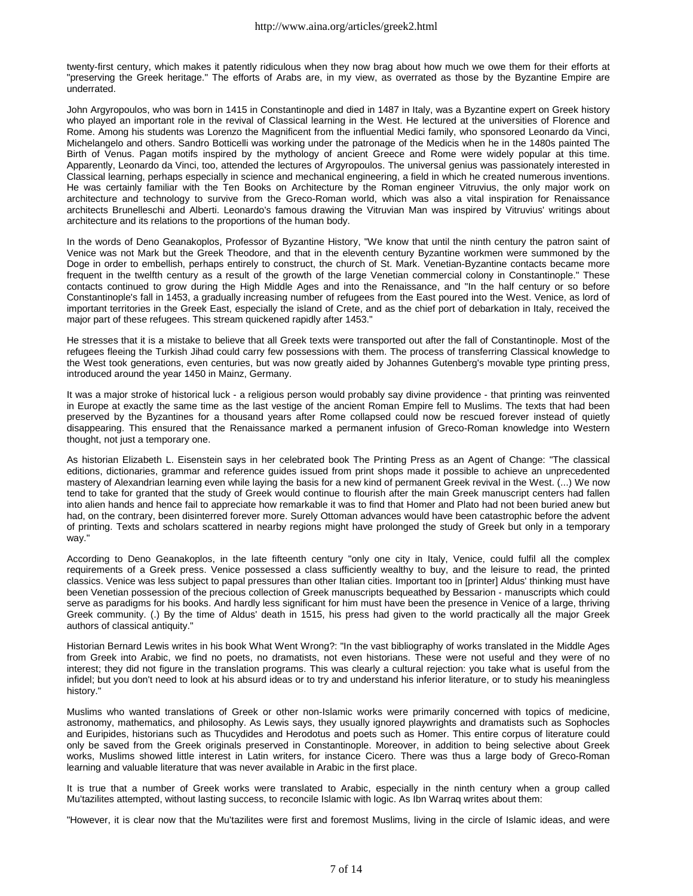twenty-first century, which makes it patently ridiculous when they now brag about how much we owe them for their efforts at "preserving the Greek heritage." The efforts of Arabs are, in my view, as overrated as those by the Byzantine Empire are underrated.

John Argyropoulos, who was born in 1415 in Constantinople and died in 1487 in Italy, was a Byzantine expert on Greek history who played an important role in the revival of Classical learning in the West. He lectured at the universities of Florence and Rome. Among his students was Lorenzo the Magnificent from the influential Medici family, who sponsored Leonardo da Vinci, Michelangelo and others. Sandro Botticelli was working under the patronage of the Medicis when he in the 1480s painted The Birth of Venus. Pagan motifs inspired by the mythology of ancient Greece and Rome were widely popular at this time. Apparently, Leonardo da Vinci, too, attended the lectures of Argyropoulos. The universal genius was passionately interested in Classical learning, perhaps especially in science and mechanical engineering, a field in which he created numerous inventions. He was certainly familiar with the Ten Books on Architecture by the Roman engineer Vitruvius, the only major work on architecture and technology to survive from the Greco-Roman world, which was also a vital inspiration for Renaissance architects Brunelleschi and Alberti. Leonardo's famous drawing the Vitruvian Man was inspired by Vitruvius' writings about architecture and its relations to the proportions of the human body.

In the words of Deno Geanakoplos, Professor of Byzantine History, "We know that until the ninth century the patron saint of Venice was not Mark but the Greek Theodore, and that in the eleventh century Byzantine workmen were summoned by the Doge in order to embellish, perhaps entirely to construct, the church of St. Mark. Venetian-Byzantine contacts became more frequent in the twelfth century as a result of the growth of the large Venetian commercial colony in Constantinople." These contacts continued to grow during the High Middle Ages and into the Renaissance, and "In the half century or so before Constantinople's fall in 1453, a gradually increasing number of refugees from the East poured into the West. Venice, as lord of important territories in the Greek East, especially the island of Crete, and as the chief port of debarkation in Italy, received the major part of these refugees. This stream quickened rapidly after 1453."

He stresses that it is a mistake to believe that all Greek texts were transported out after the fall of Constantinople. Most of the refugees fleeing the Turkish Jihad could carry few possessions with them. The process of transferring Classical knowledge to the West took generations, even centuries, but was now greatly aided by Johannes Gutenberg's movable type printing press, introduced around the year 1450 in Mainz, Germany.

It was a major stroke of historical luck - a religious person would probably say divine providence - that printing was reinvented in Europe at exactly the same time as the last vestige of the ancient Roman Empire fell to Muslims. The texts that had been preserved by the Byzantines for a thousand years after Rome collapsed could now be rescued forever instead of quietly disappearing. This ensured that the Renaissance marked a permanent infusion of Greco-Roman knowledge into Western thought, not just a temporary one.

As historian Elizabeth L. Eisenstein says in her celebrated book The Printing Press as an Agent of Change: "The classical editions, dictionaries, grammar and reference guides issued from print shops made it possible to achieve an unprecedented mastery of Alexandrian learning even while laying the basis for a new kind of permanent Greek revival in the West. (...) We now tend to take for granted that the study of Greek would continue to flourish after the main Greek manuscript centers had fallen into alien hands and hence fail to appreciate how remarkable it was to find that Homer and Plato had not been buried anew but had, on the contrary, been disinterred forever more. Surely Ottoman advances would have been catastrophic before the advent of printing. Texts and scholars scattered in nearby regions might have prolonged the study of Greek but only in a temporary way."

According to Deno Geanakoplos, in the late fifteenth century "only one city in Italy, Venice, could fulfil all the complex requirements of a Greek press. Venice possessed a class sufficiently wealthy to buy, and the leisure to read, the printed classics. Venice was less subject to papal pressures than other Italian cities. Important too in [printer] Aldus' thinking must have been Venetian possession of the precious collection of Greek manuscripts bequeathed by Bessarion - manuscripts which could serve as paradigms for his books. And hardly less significant for him must have been the presence in Venice of a large, thriving Greek community. (.) By the time of Aldus' death in 1515, his press had given to the world practically all the major Greek authors of classical antiquity."

Historian Bernard Lewis writes in his book What Went Wrong?: "In the vast bibliography of works translated in the Middle Ages from Greek into Arabic, we find no poets, no dramatists, not even historians. These were not useful and they were of no interest; they did not figure in the translation programs. This was clearly a cultural rejection: you take what is useful from the infidel; but you don't need to look at his absurd ideas or to try and understand his inferior literature, or to study his meaningless history."

Muslims who wanted translations of Greek or other non-Islamic works were primarily concerned with topics of medicine, astronomy, mathematics, and philosophy. As Lewis says, they usually ignored playwrights and dramatists such as Sophocles and Euripides, historians such as Thucydides and Herodotus and poets such as Homer. This entire corpus of literature could only be saved from the Greek originals preserved in Constantinople. Moreover, in addition to being selective about Greek works, Muslims showed little interest in Latin writers, for instance Cicero. There was thus a large body of Greco-Roman learning and valuable literature that was never available in Arabic in the first place.

It is true that a number of Greek works were translated to Arabic, especially in the ninth century when a group called Mu'tazilites attempted, without lasting success, to reconcile Islamic with logic. As Ibn Warraq writes about them:

"However, it is clear now that the Mu'tazilites were first and foremost Muslims, living in the circle of Islamic ideas, and were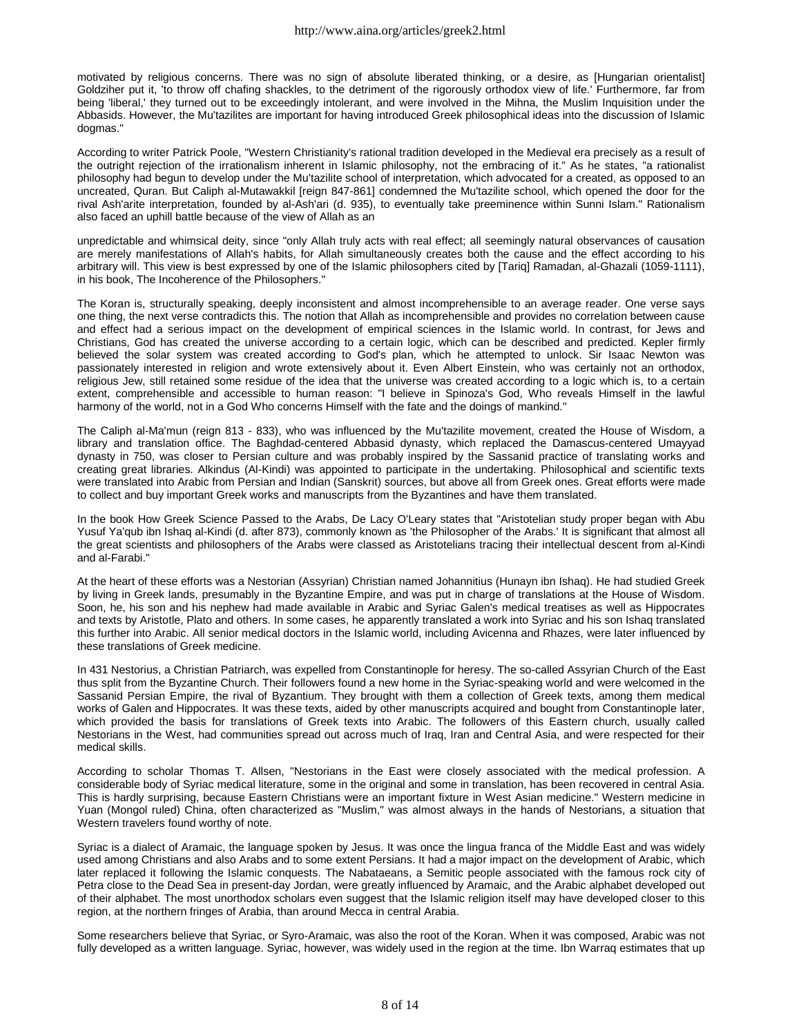motivated by religious concerns. There was no sign of absolute liberated thinking, or a desire, as [Hungarian orientalist] Goldziher put it, 'to throw off chafing shackles, to the detriment of the rigorously orthodox view of life.' Furthermore, far from being 'liberal,' they turned out to be exceedingly intolerant, and were involved in the Mihna, the Muslim Inquisition under the Abbasids. However, the Mu'tazilites are important for having introduced Greek philosophical ideas into the discussion of Islamic dogmas."

According to writer Patrick Poole, "Western Christianity's rational tradition developed in the Medieval era precisely as a result of the outright rejection of the irrationalism inherent in Islamic philosophy, not the embracing of it." As he states, "a rationalist philosophy had begun to develop under the Mu'tazilite school of interpretation, which advocated for a created, as opposed to an uncreated, Quran. But Caliph al-Mutawakkil [reign 847-861] condemned the Mu'tazilite school, which opened the door for the rival Ash'arite interpretation, founded by al-Ash'ari (d. 935), to eventually take preeminence within Sunni Islam." Rationalism also faced an uphill battle because of the view of Allah as an

unpredictable and whimsical deity, since "only Allah truly acts with real effect; all seemingly natural observances of causation are merely manifestations of Allah's habits, for Allah simultaneously creates both the cause and the effect according to his arbitrary will. This view is best expressed by one of the Islamic philosophers cited by [Tariq] Ramadan, al-Ghazali (1059-1111), in his book, The Incoherence of the Philosophers."

The Koran is, structurally speaking, deeply inconsistent and almost incomprehensible to an average reader. One verse says one thing, the next verse contradicts this. The notion that Allah as incomprehensible and provides no correlation between cause and effect had a serious impact on the development of empirical sciences in the Islamic world. In contrast, for Jews and Christians, God has created the universe according to a certain logic, which can be described and predicted. Kepler firmly believed the solar system was created according to God's plan, which he attempted to unlock. Sir Isaac Newton was passionately interested in religion and wrote extensively about it. Even Albert Einstein, who was certainly not an orthodox, religious Jew, still retained some residue of the idea that the universe was created according to a logic which is, to a certain extent, comprehensible and accessible to human reason: "I believe in Spinoza's God, Who reveals Himself in the lawful harmony of the world, not in a God Who concerns Himself with the fate and the doings of mankind."

The Caliph al-Ma'mun (reign 813 - 833), who was influenced by the Mu'tazilite movement, created the House of Wisdom, a library and translation office. The Baghdad-centered Abbasid dynasty, which replaced the Damascus-centered Umayyad dynasty in 750, was closer to Persian culture and was probably inspired by the Sassanid practice of translating works and creating great libraries. Alkindus (Al-Kindi) was appointed to participate in the undertaking. Philosophical and scientific texts were translated into Arabic from Persian and Indian (Sanskrit) sources, but above all from Greek ones. Great efforts were made to collect and buy important Greek works and manuscripts from the Byzantines and have them translated.

In the book How Greek Science Passed to the Arabs, De Lacy O'Leary states that "Aristotelian study proper began with Abu Yusuf Ya'qub ibn Ishaq al-Kindi (d. after 873), commonly known as 'the Philosopher of the Arabs.' It is significant that almost all the great scientists and philosophers of the Arabs were classed as Aristotelians tracing their intellectual descent from al-Kindi and al-Farabi."

At the heart of these efforts was a Nestorian (Assyrian) Christian named Johannitius (Hunayn ibn Ishaq). He had studied Greek by living in Greek lands, presumably in the Byzantine Empire, and was put in charge of translations at the House of Wisdom. Soon, he, his son and his nephew had made available in Arabic and Syriac Galen's medical treatises as well as Hippocrates and texts by Aristotle, Plato and others. In some cases, he apparently translated a work into Syriac and his son Ishaq translated this further into Arabic. All senior medical doctors in the Islamic world, including Avicenna and Rhazes, were later influenced by these translations of Greek medicine.

In 431 Nestorius, a Christian Patriarch, was expelled from Constantinople for heresy. The so-called Assyrian Church of the East thus split from the Byzantine Church. Their followers found a new home in the Syriac-speaking world and were welcomed in the Sassanid Persian Empire, the rival of Byzantium. They brought with them a collection of Greek texts, among them medical works of Galen and Hippocrates. It was these texts, aided by other manuscripts acquired and bought from Constantinople later, which provided the basis for translations of Greek texts into Arabic. The followers of this Eastern church, usually called Nestorians in the West, had communities spread out across much of Iraq, Iran and Central Asia, and were respected for their medical skills.

According to scholar Thomas T. Allsen, "Nestorians in the East were closely associated with the medical profession. A considerable body of Syriac medical literature, some in the original and some in translation, has been recovered in central Asia. This is hardly surprising, because Eastern Christians were an important fixture in West Asian medicine." Western medicine in Yuan (Mongol ruled) China, often characterized as "Muslim," was almost always in the hands of Nestorians, a situation that Western travelers found worthy of note.

Syriac is a dialect of Aramaic, the language spoken by Jesus. It was once the lingua franca of the Middle East and was widely used among Christians and also Arabs and to some extent Persians. It had a major impact on the development of Arabic, which later replaced it following the Islamic conquests. The Nabataeans, a Semitic people associated with the famous rock city of Petra close to the Dead Sea in present-day Jordan, were greatly influenced by Aramaic, and the Arabic alphabet developed out of their alphabet. The most unorthodox scholars even suggest that the Islamic religion itself may have developed closer to this region, at the northern fringes of Arabia, than around Mecca in central Arabia.

Some researchers believe that Syriac, or Syro-Aramaic, was also the root of the Koran. When it was composed, Arabic was not fully developed as a written language. Syriac, however, was widely used in the region at the time. Ibn Warraq estimates that up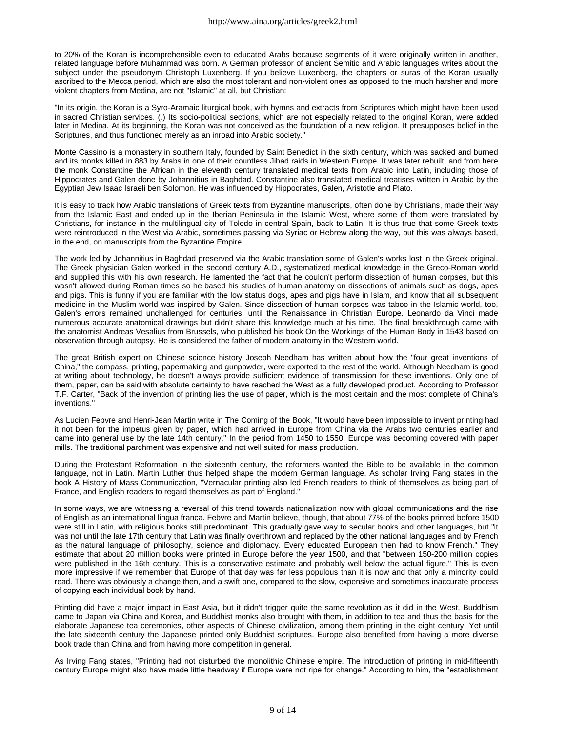to 20% of the Koran is incomprehensible even to educated Arabs because segments of it were originally written in another, related language before Muhammad was born. A German professor of ancient Semitic and Arabic languages writes about the subject under the pseudonym Christoph Luxenberg. If you believe Luxenberg, the chapters or suras of the Koran usually ascribed to the Mecca period, which are also the most tolerant and non-violent ones as opposed to the much harsher and more violent chapters from Medina, are not "Islamic" at all, but Christian:

"In its origin, the Koran is a Syro-Aramaic liturgical book, with hymns and extracts from Scriptures which might have been used in sacred Christian services. (.) Its socio-political sections, which are not especially related to the original Koran, were added later in Medina. At its beginning, the Koran was not conceived as the foundation of a new religion. It presupposes belief in the Scriptures, and thus functioned merely as an inroad into Arabic society."

Monte Cassino is a monastery in southern Italy, founded by Saint Benedict in the sixth century, which was sacked and burned and its monks killed in 883 by Arabs in one of their countless Jihad raids in Western Europe. It was later rebuilt, and from here the monk Constantine the African in the eleventh century translated medical texts from Arabic into Latin, including those of Hippocrates and Galen done by Johannitius in Baghdad. Constantine also translated medical treatises written in Arabic by the Egyptian Jew Isaac Israeli ben Solomon. He was influenced by Hippocrates, Galen, Aristotle and Plato.

It is easy to track how Arabic translations of Greek texts from Byzantine manuscripts, often done by Christians, made their way from the Islamic East and ended up in the Iberian Peninsula in the Islamic West, where some of them were translated by Christians, for instance in the multilingual city of Toledo in central Spain, back to Latin. It is thus true that some Greek texts were reintroduced in the West via Arabic, sometimes passing via Syriac or Hebrew along the way, but this was always based, in the end, on manuscripts from the Byzantine Empire.

The work led by Johannitius in Baghdad preserved via the Arabic translation some of Galen's works lost in the Greek original. The Greek physician Galen worked in the second century A.D., systematized medical knowledge in the Greco-Roman world and supplied this with his own research. He lamented the fact that he couldn't perform dissection of human corpses, but this wasn't allowed during Roman times so he based his studies of human anatomy on dissections of animals such as dogs, apes and pigs. This is funny if you are familiar with the low status dogs, apes and pigs have in Islam, and know that all subsequent medicine in the Muslim world was inspired by Galen. Since dissection of human corpses was taboo in the Islamic world, too, Galen's errors remained unchallenged for centuries, until the Renaissance in Christian Europe. Leonardo da Vinci made numerous accurate anatomical drawings but didn't share this knowledge much at his time. The final breakthrough came with the anatomist Andreas Vesalius from Brussels, who published his book On the Workings of the Human Body in 1543 based on observation through autopsy. He is considered the father of modern anatomy in the Western world.

The great British expert on Chinese science history Joseph Needham has written about how the "four great inventions of China," the compass, printing, papermaking and gunpowder, were exported to the rest of the world. Although Needham is good at writing about technology, he doesn't always provide sufficient evidence of transmission for these inventions. Only one of them, paper, can be said with absolute certainty to have reached the West as a fully developed product. According to Professor T.F. Carter, "Back of the invention of printing lies the use of paper, which is the most certain and the most complete of China's inventions."

As Lucien Febvre and Henri-Jean Martin write in The Coming of the Book, "It would have been impossible to invent printing had it not been for the impetus given by paper, which had arrived in Europe from China via the Arabs two centuries earlier and came into general use by the late 14th century." In the period from 1450 to 1550, Europe was becoming covered with paper mills. The traditional parchment was expensive and not well suited for mass production.

During the Protestant Reformation in the sixteenth century, the reformers wanted the Bible to be available in the common language, not in Latin. Martin Luther thus helped shape the modern German language. As scholar Irving Fang states in the book A History of Mass Communication, "Vernacular printing also led French readers to think of themselves as being part of France, and English readers to regard themselves as part of England."

In some ways, we are witnessing a reversal of this trend towards nationalization now with global communications and the rise of English as an international lingua franca. Febvre and Martin believe, though, that about 77% of the books printed before 1500 were still in Latin, with religious books still predominant. This gradually gave way to secular books and other languages, but "it was not until the late 17th century that Latin was finally overthrown and replaced by the other national languages and by French as the natural language of philosophy, science and diplomacy. Every educated European then had to know French." They estimate that about 20 million books were printed in Europe before the year 1500, and that "between 150-200 million copies were published in the 16th century. This is a conservative estimate and probably well below the actual figure." This is even more impressive if we remember that Europe of that day was far less populous than it is now and that only a minority could read. There was obviously a change then, and a swift one, compared to the slow, expensive and sometimes inaccurate process of copying each individual book by hand.

Printing did have a major impact in East Asia, but it didn't trigger quite the same revolution as it did in the West. Buddhism came to Japan via China and Korea, and Buddhist monks also brought with them, in addition to tea and thus the basis for the elaborate Japanese tea ceremonies, other aspects of Chinese civilization, among them printing in the eight century. Yet until the late sixteenth century the Japanese printed only Buddhist scriptures. Europe also benefited from having a more diverse book trade than China and from having more competition in general.

As Irving Fang states, "Printing had not disturbed the monolithic Chinese empire. The introduction of printing in mid-fifteenth century Europe might also have made little headway if Europe were not ripe for change." According to him, the "establishment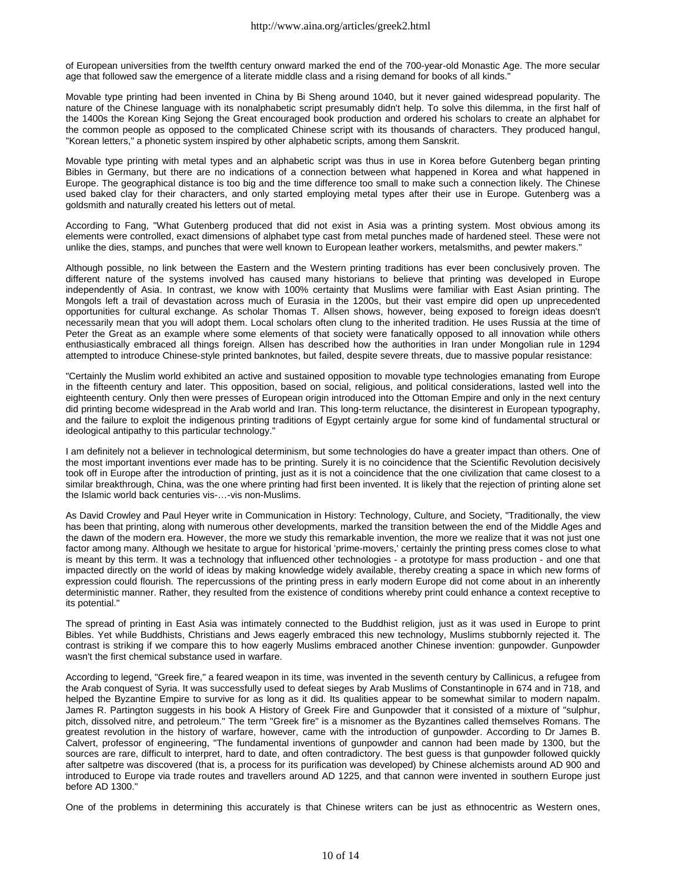of European universities from the twelfth century onward marked the end of the 700-year-old Monastic Age. The more secular age that followed saw the emergence of a literate middle class and a rising demand for books of all kinds."

Movable type printing had been invented in China by Bi Sheng around 1040, but it never gained widespread popularity. The nature of the Chinese language with its nonalphabetic script presumably didn't help. To solve this dilemma, in the first half of the 1400s the Korean King Sejong the Great encouraged book production and ordered his scholars to create an alphabet for the common people as opposed to the complicated Chinese script with its thousands of characters. They produced hangul, "Korean letters," a phonetic system inspired by other alphabetic scripts, among them Sanskrit.

Movable type printing with metal types and an alphabetic script was thus in use in Korea before Gutenberg began printing Bibles in Germany, but there are no indications of a connection between what happened in Korea and what happened in Europe. The geographical distance is too big and the time difference too small to make such a connection likely. The Chinese used baked clay for their characters, and only started employing metal types after their use in Europe. Gutenberg was a goldsmith and naturally created his letters out of metal.

According to Fang, "What Gutenberg produced that did not exist in Asia was a printing system. Most obvious among its elements were controlled, exact dimensions of alphabet type cast from metal punches made of hardened steel. These were not unlike the dies, stamps, and punches that were well known to European leather workers, metalsmiths, and pewter makers."

Although possible, no link between the Eastern and the Western printing traditions has ever been conclusively proven. The different nature of the systems involved has caused many historians to believe that printing was developed in Europe independently of Asia. In contrast, we know with 100% certainty that Muslims were familiar with East Asian printing. The Mongols left a trail of devastation across much of Eurasia in the 1200s, but their vast empire did open up unprecedented opportunities for cultural exchange. As scholar Thomas T. Allsen shows, however, being exposed to foreign ideas doesn't necessarily mean that you will adopt them. Local scholars often clung to the inherited tradition. He uses Russia at the time of Peter the Great as an example where some elements of that society were fanatically opposed to all innovation while others enthusiastically embraced all things foreign. Allsen has described how the authorities in Iran under Mongolian rule in 1294 attempted to introduce Chinese-style printed banknotes, but failed, despite severe threats, due to massive popular resistance:

"Certainly the Muslim world exhibited an active and sustained opposition to movable type technologies emanating from Europe in the fifteenth century and later. This opposition, based on social, religious, and political considerations, lasted well into the eighteenth century. Only then were presses of European origin introduced into the Ottoman Empire and only in the next century did printing become widespread in the Arab world and Iran. This long-term reluctance, the disinterest in European typography, and the failure to exploit the indigenous printing traditions of Egypt certainly argue for some kind of fundamental structural or ideological antipathy to this particular technology."

I am definitely not a believer in technological determinism, but some technologies do have a greater impact than others. One of the most important inventions ever made has to be printing. Surely it is no coincidence that the Scientific Revolution decisively took off in Europe after the introduction of printing, just as it is not a coincidence that the one civilization that came closest to a similar breakthrough, China, was the one where printing had first been invented. It is likely that the rejection of printing alone set the Islamic world back centuries vis-…-vis non-Muslims.

As David Crowley and Paul Heyer write in Communication in History: Technology, Culture, and Society, "Traditionally, the view has been that printing, along with numerous other developments, marked the transition between the end of the Middle Ages and the dawn of the modern era. However, the more we study this remarkable invention, the more we realize that it was not just one factor among many. Although we hesitate to argue for historical 'prime-movers,' certainly the printing press comes close to what is meant by this term. It was a technology that influenced other technologies - a prototype for mass production - and one that impacted directly on the world of ideas by making knowledge widely available, thereby creating a space in which new forms of expression could flourish. The repercussions of the printing press in early modern Europe did not come about in an inherently deterministic manner. Rather, they resulted from the existence of conditions whereby print could enhance a context receptive to its potential."

The spread of printing in East Asia was intimately connected to the Buddhist religion, just as it was used in Europe to print Bibles. Yet while Buddhists, Christians and Jews eagerly embraced this new technology, Muslims stubbornly rejected it. The contrast is striking if we compare this to how eagerly Muslims embraced another Chinese invention: gunpowder. Gunpowder wasn't the first chemical substance used in warfare.

According to legend, "Greek fire," a feared weapon in its time, was invented in the seventh century by Callinicus, a refugee from the Arab conquest of Syria. It was successfully used to defeat sieges by Arab Muslims of Constantinople in 674 and in 718, and helped the Byzantine Empire to survive for as long as it did. Its qualities appear to be somewhat similar to modern napalm. James R. Partington suggests in his book A History of Greek Fire and Gunpowder that it consisted of a mixture of "sulphur, pitch, dissolved nitre, and petroleum." The term "Greek fire" is a misnomer as the Byzantines called themselves Romans. The greatest revolution in the history of warfare, however, came with the introduction of gunpowder. According to Dr James B. Calvert, professor of engineering, "The fundamental inventions of gunpowder and cannon had been made by 1300, but the sources are rare, difficult to interpret, hard to date, and often contradictory. The best guess is that gunpowder followed quickly after saltpetre was discovered (that is, a process for its purification was developed) by Chinese alchemists around AD 900 and introduced to Europe via trade routes and travellers around AD 1225, and that cannon were invented in southern Europe just before AD 1300."

One of the problems in determining this accurately is that Chinese writers can be just as ethnocentric as Western ones,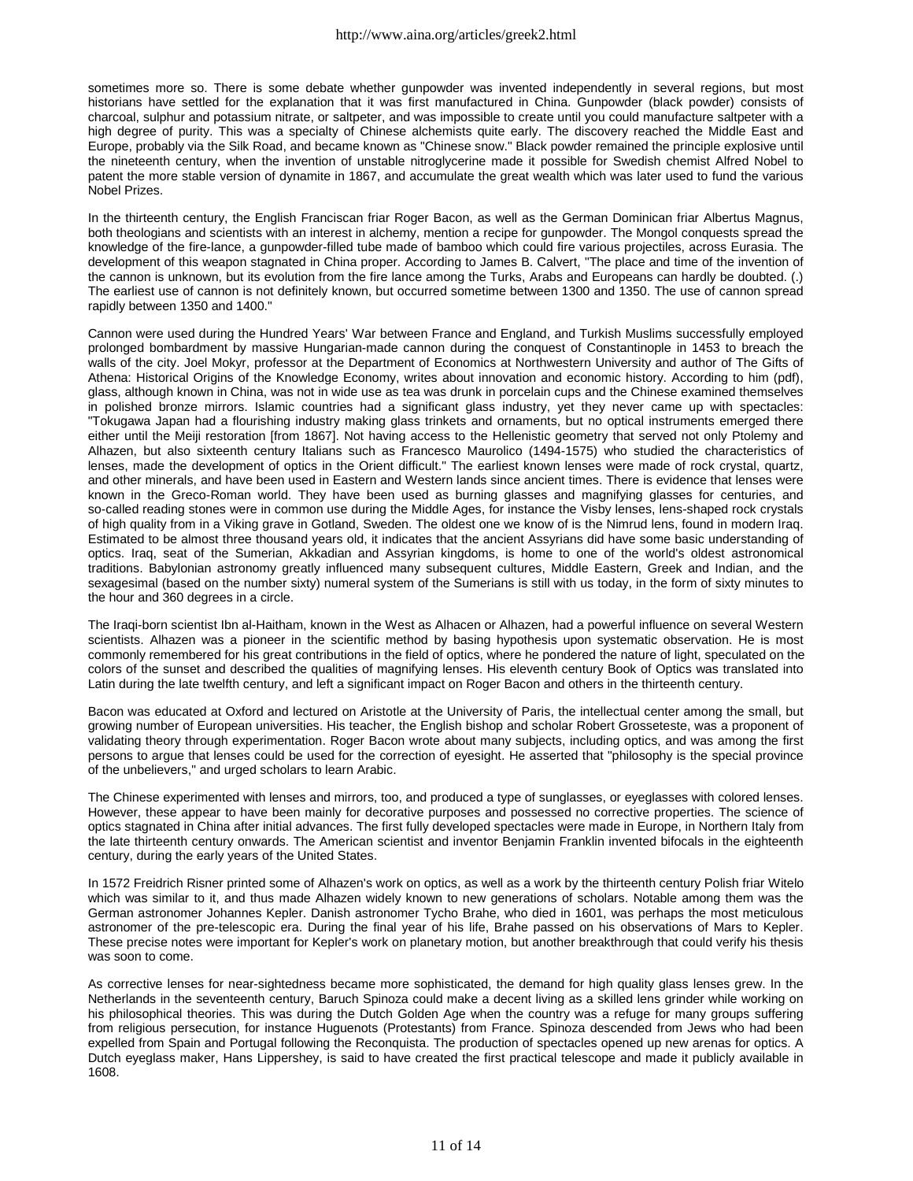sometimes more so. There is some debate whether gunpowder was invented independently in several regions, but most historians have settled for the explanation that it was first manufactured in China. Gunpowder (black powder) consists of charcoal, sulphur and potassium nitrate, or saltpeter, and was impossible to create until you could manufacture saltpeter with a high degree of purity. This was a specialty of Chinese alchemists quite early. The discovery reached the Middle East and Europe, probably via the Silk Road, and became known as "Chinese snow." Black powder remained the principle explosive until the nineteenth century, when the invention of unstable nitroglycerine made it possible for Swedish chemist Alfred Nobel to patent the more stable version of dynamite in 1867, and accumulate the great wealth which was later used to fund the various Nobel Prizes.

In the thirteenth century, the English Franciscan friar Roger Bacon, as well as the German Dominican friar Albertus Magnus, both theologians and scientists with an interest in alchemy, mention a recipe for gunpowder. The Mongol conquests spread the knowledge of the fire-lance, a gunpowder-filled tube made of bamboo which could fire various projectiles, across Eurasia. The development of this weapon stagnated in China proper. According to James B. Calvert, "The place and time of the invention of the cannon is unknown, but its evolution from the fire lance among the Turks, Arabs and Europeans can hardly be doubted. (.) The earliest use of cannon is not definitely known, but occurred sometime between 1300 and 1350. The use of cannon spread rapidly between 1350 and 1400."

Cannon were used during the Hundred Years' War between France and England, and Turkish Muslims successfully employed prolonged bombardment by massive Hungarian-made cannon during the conquest of Constantinople in 1453 to breach the walls of the city. Joel Mokyr, professor at the Department of Economics at Northwestern University and author of The Gifts of Athena: Historical Origins of the Knowledge Economy, writes about innovation and economic history. According to him (pdf), glass, although known in China, was not in wide use as tea was drunk in porcelain cups and the Chinese examined themselves in polished bronze mirrors. Islamic countries had a significant glass industry, yet they never came up with spectacles: "Tokugawa Japan had a flourishing industry making glass trinkets and ornaments, but no optical instruments emerged there either until the Meiji restoration [from 1867]. Not having access to the Hellenistic geometry that served not only Ptolemy and Alhazen, but also sixteenth century Italians such as Francesco Maurolico (1494-1575) who studied the characteristics of lenses, made the development of optics in the Orient difficult." The earliest known lenses were made of rock crystal, quartz, and other minerals, and have been used in Eastern and Western lands since ancient times. There is evidence that lenses were known in the Greco-Roman world. They have been used as burning glasses and magnifying glasses for centuries, and so-called reading stones were in common use during the Middle Ages, for instance the Visby lenses, lens-shaped rock crystals of high quality from in a Viking grave in Gotland, Sweden. The oldest one we know of is the Nimrud lens, found in modern Iraq. Estimated to be almost three thousand years old, it indicates that the ancient Assyrians did have some basic understanding of optics. Iraq, seat of the Sumerian, Akkadian and Assyrian kingdoms, is home to one of the world's oldest astronomical traditions. Babylonian astronomy greatly influenced many subsequent cultures, Middle Eastern, Greek and Indian, and the sexagesimal (based on the number sixty) numeral system of the Sumerians is still with us today, in the form of sixty minutes to the hour and 360 degrees in a circle.

The Iraqi-born scientist Ibn al-Haitham, known in the West as Alhacen or Alhazen, had a powerful influence on several Western scientists. Alhazen was a pioneer in the scientific method by basing hypothesis upon systematic observation. He is most commonly remembered for his great contributions in the field of optics, where he pondered the nature of light, speculated on the colors of the sunset and described the qualities of magnifying lenses. His eleventh century Book of Optics was translated into Latin during the late twelfth century, and left a significant impact on Roger Bacon and others in the thirteenth century.

Bacon was educated at Oxford and lectured on Aristotle at the University of Paris, the intellectual center among the small, but growing number of European universities. His teacher, the English bishop and scholar Robert Grosseteste, was a proponent of validating theory through experimentation. Roger Bacon wrote about many subjects, including optics, and was among the first persons to argue that lenses could be used for the correction of eyesight. He asserted that "philosophy is the special province of the unbelievers," and urged scholars to learn Arabic.

The Chinese experimented with lenses and mirrors, too, and produced a type of sunglasses, or eyeglasses with colored lenses. However, these appear to have been mainly for decorative purposes and possessed no corrective properties. The science of optics stagnated in China after initial advances. The first fully developed spectacles were made in Europe, in Northern Italy from the late thirteenth century onwards. The American scientist and inventor Benjamin Franklin invented bifocals in the eighteenth century, during the early years of the United States.

In 1572 Freidrich Risner printed some of Alhazen's work on optics, as well as a work by the thirteenth century Polish friar Witelo which was similar to it, and thus made Alhazen widely known to new generations of scholars. Notable among them was the German astronomer Johannes Kepler. Danish astronomer Tycho Brahe, who died in 1601, was perhaps the most meticulous astronomer of the pre-telescopic era. During the final year of his life, Brahe passed on his observations of Mars to Kepler. These precise notes were important for Kepler's work on planetary motion, but another breakthrough that could verify his thesis was soon to come.

As corrective lenses for near-sightedness became more sophisticated, the demand for high quality glass lenses grew. In the Netherlands in the seventeenth century, Baruch Spinoza could make a decent living as a skilled lens grinder while working on his philosophical theories. This was during the Dutch Golden Age when the country was a refuge for many groups suffering from religious persecution, for instance Huguenots (Protestants) from France. Spinoza descended from Jews who had been expelled from Spain and Portugal following the Reconquista. The production of spectacles opened up new arenas for optics. A Dutch eyeglass maker, Hans Lippershey, is said to have created the first practical telescope and made it publicly available in 1608.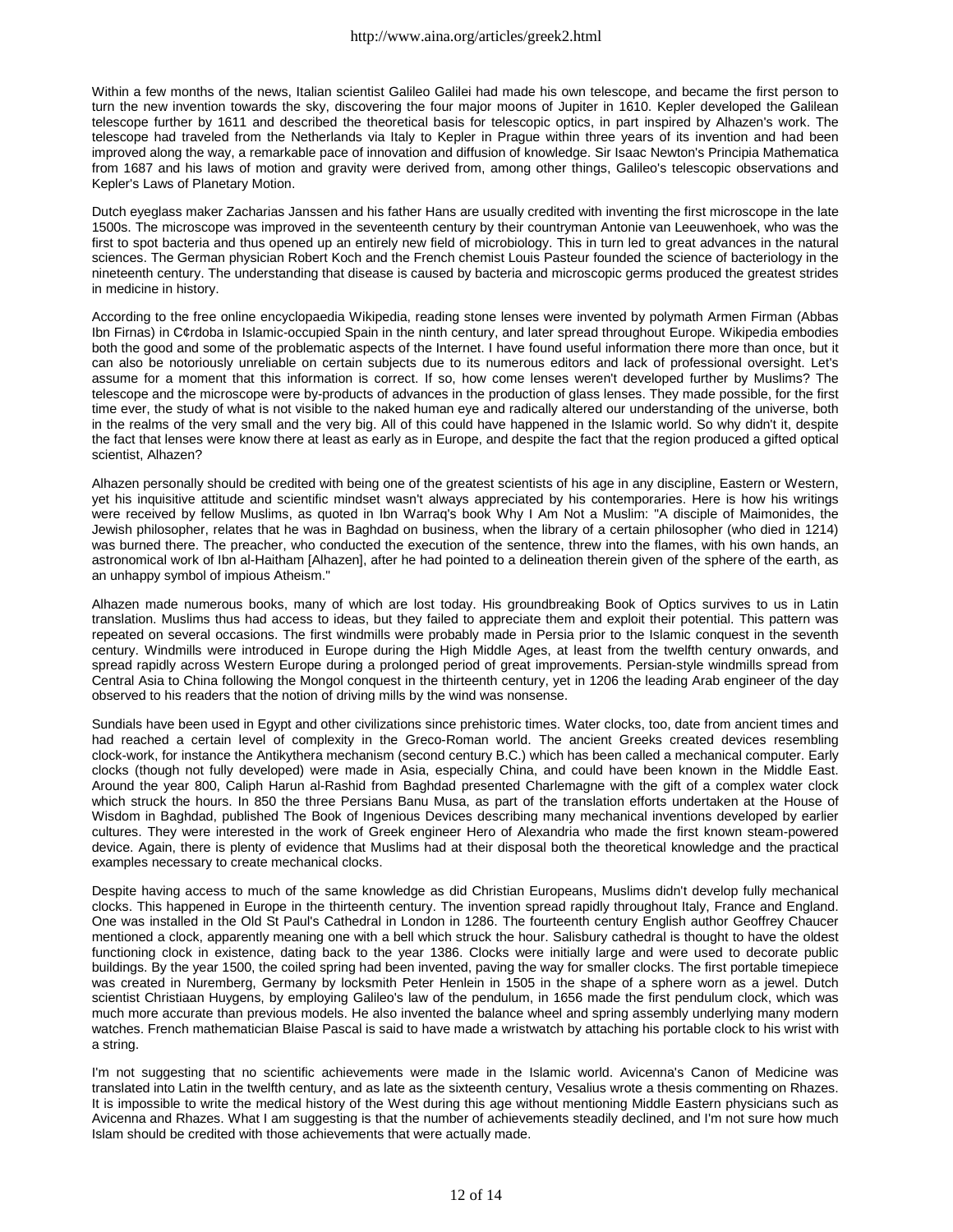Within a few months of the news, Italian scientist Galileo Galilei had made his own telescope, and became the first person to turn the new invention towards the sky, discovering the four major moons of Jupiter in 1610. Kepler developed the Galilean telescope further by 1611 and described the theoretical basis for telescopic optics, in part inspired by Alhazen's work. The telescope had traveled from the Netherlands via Italy to Kepler in Prague within three years of its invention and had been improved along the way, a remarkable pace of innovation and diffusion of knowledge. Sir Isaac Newton's Principia Mathematica from 1687 and his laws of motion and gravity were derived from, among other things, Galileo's telescopic observations and Kepler's Laws of Planetary Motion.

Dutch eyeglass maker Zacharias Janssen and his father Hans are usually credited with inventing the first microscope in the late 1500s. The microscope was improved in the seventeenth century by their countryman Antonie van Leeuwenhoek, who was the first to spot bacteria and thus opened up an entirely new field of microbiology. This in turn led to great advances in the natural sciences. The German physician Robert Koch and the French chemist Louis Pasteur founded the science of bacteriology in the nineteenth century. The understanding that disease is caused by bacteria and microscopic germs produced the greatest strides in medicine in history.

According to the free online encyclopaedia Wikipedia, reading stone lenses were invented by polymath Armen Firman (Abbas Ibn Firnas) in C¢rdoba in Islamic-occupied Spain in the ninth century, and later spread throughout Europe. Wikipedia embodies both the good and some of the problematic aspects of the Internet. I have found useful information there more than once, but it can also be notoriously unreliable on certain subjects due to its numerous editors and lack of professional oversight. Let's assume for a moment that this information is correct. If so, how come lenses weren't developed further by Muslims? The telescope and the microscope were by-products of advances in the production of glass lenses. They made possible, for the first time ever, the study of what is not visible to the naked human eye and radically altered our understanding of the universe, both in the realms of the very small and the very big. All of this could have happened in the Islamic world. So why didn't it, despite the fact that lenses were know there at least as early as in Europe, and despite the fact that the region produced a gifted optical scientist, Alhazen?

Alhazen personally should be credited with being one of the greatest scientists of his age in any discipline, Eastern or Western, yet his inquisitive attitude and scientific mindset wasn't always appreciated by his contemporaries. Here is how his writings were received by fellow Muslims, as quoted in Ibn Warraq's book Why I Am Not a Muslim: "A disciple of Maimonides, the Jewish philosopher, relates that he was in Baghdad on business, when the library of a certain philosopher (who died in 1214) was burned there. The preacher, who conducted the execution of the sentence, threw into the flames, with his own hands, an astronomical work of Ibn al-Haitham [Alhazen], after he had pointed to a delineation therein given of the sphere of the earth, as an unhappy symbol of impious Atheism."

Alhazen made numerous books, many of which are lost today. His groundbreaking Book of Optics survives to us in Latin translation. Muslims thus had access to ideas, but they failed to appreciate them and exploit their potential. This pattern was repeated on several occasions. The first windmills were probably made in Persia prior to the Islamic conquest in the seventh century. Windmills were introduced in Europe during the High Middle Ages, at least from the twelfth century onwards, and spread rapidly across Western Europe during a prolonged period of great improvements. Persian-style windmills spread from Central Asia to China following the Mongol conquest in the thirteenth century, yet in 1206 the leading Arab engineer of the day observed to his readers that the notion of driving mills by the wind was nonsense.

Sundials have been used in Egypt and other civilizations since prehistoric times. Water clocks, too, date from ancient times and had reached a certain level of complexity in the Greco-Roman world. The ancient Greeks created devices resembling clock-work, for instance the Antikythera mechanism (second century B.C.) which has been called a mechanical computer. Early clocks (though not fully developed) were made in Asia, especially China, and could have been known in the Middle East. Around the year 800, Caliph Harun al-Rashid from Baghdad presented Charlemagne with the gift of a complex water clock which struck the hours. In 850 the three Persians Banu Musa, as part of the translation efforts undertaken at the House of Wisdom in Baghdad, published The Book of Ingenious Devices describing many mechanical inventions developed by earlier cultures. They were interested in the work of Greek engineer Hero of Alexandria who made the first known steam-powered device. Again, there is plenty of evidence that Muslims had at their disposal both the theoretical knowledge and the practical examples necessary to create mechanical clocks.

Despite having access to much of the same knowledge as did Christian Europeans, Muslims didn't develop fully mechanical clocks. This happened in Europe in the thirteenth century. The invention spread rapidly throughout Italy, France and England. One was installed in the Old St Paul's Cathedral in London in 1286. The fourteenth century English author Geoffrey Chaucer mentioned a clock, apparently meaning one with a bell which struck the hour. Salisbury cathedral is thought to have the oldest functioning clock in existence, dating back to the year 1386. Clocks were initially large and were used to decorate public buildings. By the year 1500, the coiled spring had been invented, paving the way for smaller clocks. The first portable timepiece was created in Nuremberg, Germany by locksmith Peter Henlein in 1505 in the shape of a sphere worn as a jewel. Dutch scientist Christiaan Huygens, by employing Galileo's law of the pendulum, in 1656 made the first pendulum clock, which was much more accurate than previous models. He also invented the balance wheel and spring assembly underlying many modern watches. French mathematician Blaise Pascal is said to have made a wristwatch by attaching his portable clock to his wrist with a string.

I'm not suggesting that no scientific achievements were made in the Islamic world. Avicenna's Canon of Medicine was translated into Latin in the twelfth century, and as late as the sixteenth century, Vesalius wrote a thesis commenting on Rhazes. It is impossible to write the medical history of the West during this age without mentioning Middle Eastern physicians such as Avicenna and Rhazes. What I am suggesting is that the number of achievements steadily declined, and I'm not sure how much Islam should be credited with those achievements that were actually made.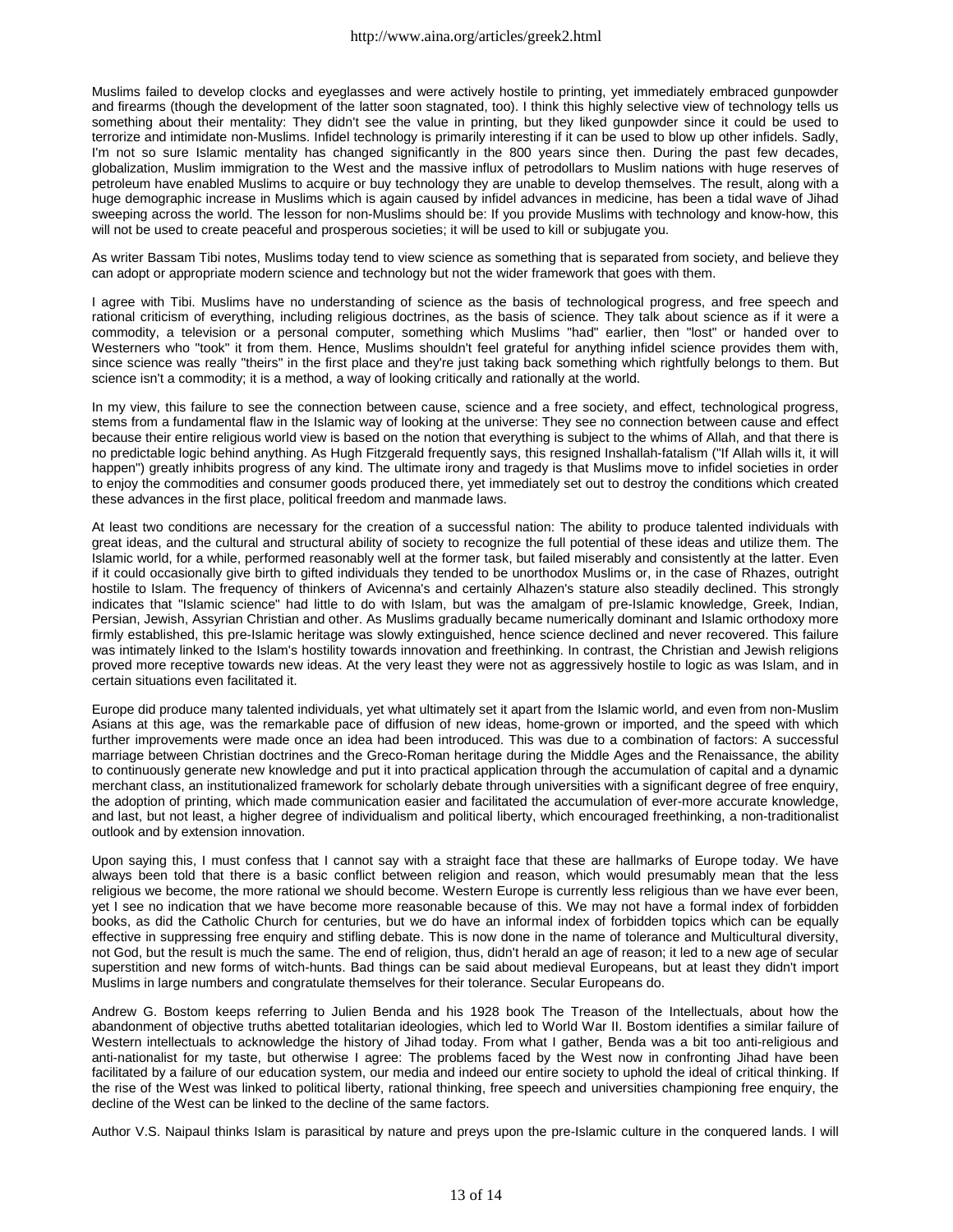Muslims failed to develop clocks and eyeglasses and were actively hostile to printing, yet immediately embraced gunpowder and firearms (though the development of the latter soon stagnated, too). I think this highly selective view of technology tells us something about their mentality: They didn't see the value in printing, but they liked gunpowder since it could be used to terrorize and intimidate non-Muslims. Infidel technology is primarily interesting if it can be used to blow up other infidels. Sadly, I'm not so sure Islamic mentality has changed significantly in the 800 years since then. During the past few decades, globalization, Muslim immigration to the West and the massive influx of petrodollars to Muslim nations with huge reserves of petroleum have enabled Muslims to acquire or buy technology they are unable to develop themselves. The result, along with a huge demographic increase in Muslims which is again caused by infidel advances in medicine, has been a tidal wave of Jihad sweeping across the world. The lesson for non-Muslims should be: If you provide Muslims with technology and know-how, this will not be used to create peaceful and prosperous societies; it will be used to kill or subjugate you.

As writer Bassam Tibi notes, Muslims today tend to view science as something that is separated from society, and believe they can adopt or appropriate modern science and technology but not the wider framework that goes with them.

I agree with Tibi. Muslims have no understanding of science as the basis of technological progress, and free speech and rational criticism of everything, including religious doctrines, as the basis of science. They talk about science as if it were a commodity, a television or a personal computer, something which Muslims "had" earlier, then "lost" or handed over to Westerners who "took" it from them. Hence, Muslims shouldn't feel grateful for anything infidel science provides them with, since science was really "theirs" in the first place and they're just taking back something which rightfully belongs to them. But science isn't a commodity; it is a method, a way of looking critically and rationally at the world.

In my view, this failure to see the connection between cause, science and a free society, and effect, technological progress, stems from a fundamental flaw in the Islamic way of looking at the universe: They see no connection between cause and effect because their entire religious world view is based on the notion that everything is subject to the whims of Allah, and that there is no predictable logic behind anything. As Hugh Fitzgerald frequently says, this resigned Inshallah-fatalism ("If Allah wills it, it will happen") greatly inhibits progress of any kind. The ultimate irony and tragedy is that Muslims move to infidel societies in order to enjoy the commodities and consumer goods produced there, yet immediately set out to destroy the conditions which created these advances in the first place, political freedom and manmade laws.

At least two conditions are necessary for the creation of a successful nation: The ability to produce talented individuals with great ideas, and the cultural and structural ability of society to recognize the full potential of these ideas and utilize them. The Islamic world, for a while, performed reasonably well at the former task, but failed miserably and consistently at the latter. Even if it could occasionally give birth to gifted individuals they tended to be unorthodox Muslims or, in the case of Rhazes, outright hostile to Islam. The frequency of thinkers of Avicenna's and certainly Alhazen's stature also steadily declined. This strongly indicates that "Islamic science" had little to do with Islam, but was the amalgam of pre-Islamic knowledge, Greek, Indian, Persian, Jewish, Assyrian Christian and other. As Muslims gradually became numerically dominant and Islamic orthodoxy more firmly established, this pre-Islamic heritage was slowly extinguished, hence science declined and never recovered. This failure was intimately linked to the Islam's hostility towards innovation and freethinking. In contrast, the Christian and Jewish religions proved more receptive towards new ideas. At the very least they were not as aggressively hostile to logic as was Islam, and in certain situations even facilitated it.

Europe did produce many talented individuals, yet what ultimately set it apart from the Islamic world, and even from non-Muslim Asians at this age, was the remarkable pace of diffusion of new ideas, home-grown or imported, and the speed with which further improvements were made once an idea had been introduced. This was due to a combination of factors: A successful marriage between Christian doctrines and the Greco-Roman heritage during the Middle Ages and the Renaissance, the ability to continuously generate new knowledge and put it into practical application through the accumulation of capital and a dynamic merchant class, an institutionalized framework for scholarly debate through universities with a significant degree of free enquiry, the adoption of printing, which made communication easier and facilitated the accumulation of ever-more accurate knowledge, and last, but not least, a higher degree of individualism and political liberty, which encouraged freethinking, a non-traditionalist outlook and by extension innovation.

Upon saying this, I must confess that I cannot say with a straight face that these are hallmarks of Europe today. We have always been told that there is a basic conflict between religion and reason, which would presumably mean that the less religious we become, the more rational we should become. Western Europe is currently less religious than we have ever been, yet I see no indication that we have become more reasonable because of this. We may not have a formal index of forbidden books, as did the Catholic Church for centuries, but we do have an informal index of forbidden topics which can be equally effective in suppressing free enquiry and stifling debate. This is now done in the name of tolerance and Multicultural diversity, not God, but the result is much the same. The end of religion, thus, didn't herald an age of reason; it led to a new age of secular superstition and new forms of witch-hunts. Bad things can be said about medieval Europeans, but at least they didn't import Muslims in large numbers and congratulate themselves for their tolerance. Secular Europeans do.

Andrew G. Bostom keeps referring to Julien Benda and his 1928 book The Treason of the Intellectuals, about how the abandonment of objective truths abetted totalitarian ideologies, which led to World War II. Bostom identifies a similar failure of Western intellectuals to acknowledge the history of Jihad today. From what I gather, Benda was a bit too anti-religious and anti-nationalist for my taste, but otherwise I agree: The problems faced by the West now in confronting Jihad have been facilitated by a failure of our education system, our media and indeed our entire society to uphold the ideal of critical thinking. If the rise of the West was linked to political liberty, rational thinking, free speech and universities championing free enquiry, the decline of the West can be linked to the decline of the same factors.

Author V.S. Naipaul thinks Islam is parasitical by nature and preys upon the pre-Islamic culture in the conquered lands. I will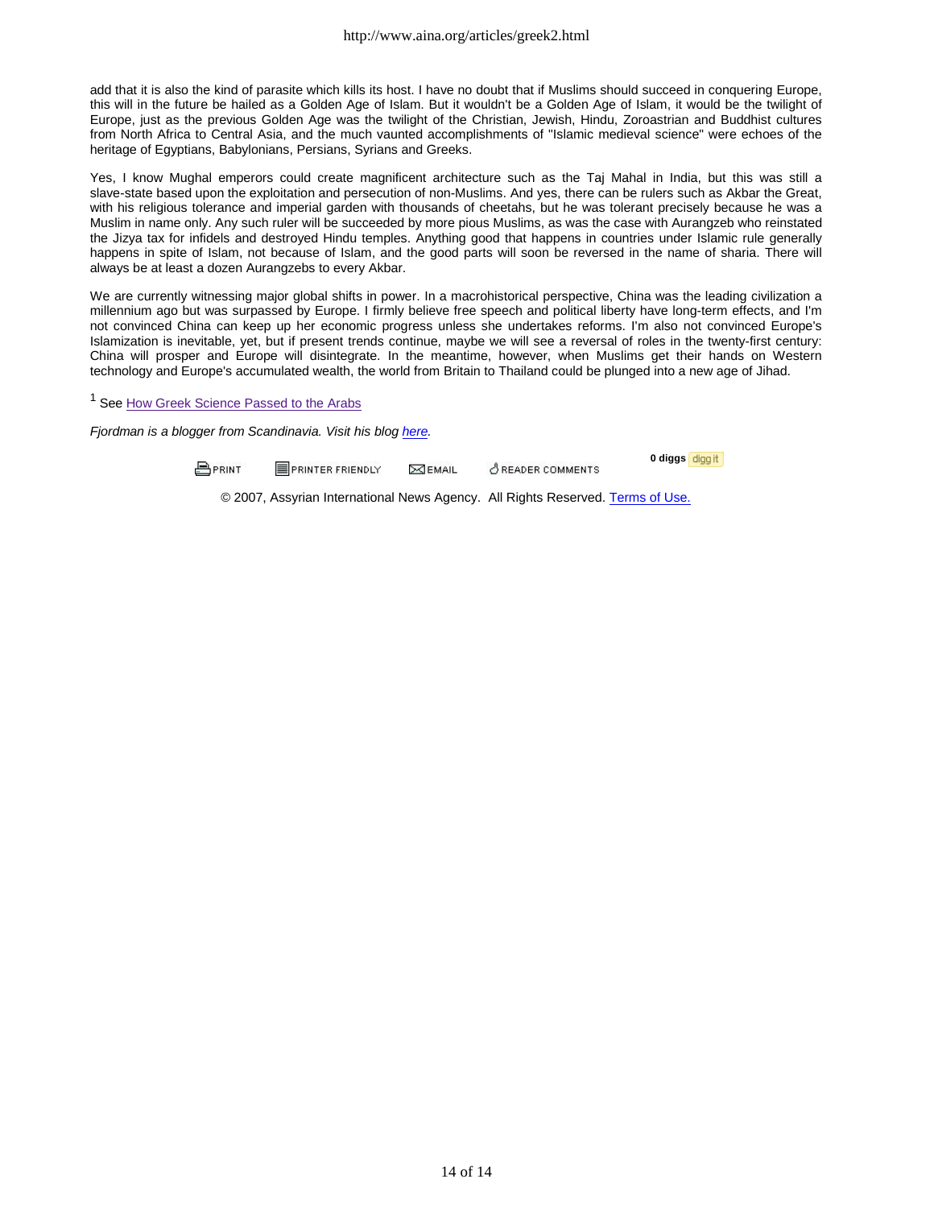add that it is also the kind of parasite which kills its host. I have no doubt that if Muslims should succeed in conquering Europe, this will in the future be hailed as a Golden Age of Islam. But it wouldn't be a Golden Age of Islam, it would be the twilight of Europe, just as the previous Golden Age was the twilight of the Christian, Jewish, Hindu, Zoroastrian and Buddhist cultures from North Africa to Central Asia, and the much vaunted accomplishments of "Islamic medieval science" were echoes of the heritage of Egyptians, Babylonians, Persians, Syrians and Greeks.

Yes, I know Mughal emperors could create magnificent architecture such as the Taj Mahal in India, but this was still a slave-state based upon the exploitation and persecution of non-Muslims. And yes, there can be rulers such as Akbar the Great, with his religious tolerance and imperial garden with thousands of cheetahs, but he was tolerant precisely because he was a Muslim in name only. Any such ruler will be succeeded by more pious Muslims, as was the case with Aurangzeb who reinstated the Jizya tax for infidels and destroyed Hindu temples. Anything good that happens in countries under Islamic rule generally happens in spite of Islam, not because of Islam, and the good parts will soon be reversed in the name of sharia. There will always be at least a dozen Aurangzebs to every Akbar.

We are currently witnessing major global shifts in power. In a macrohistorical perspective, China was the leading civilization a millennium ago but was surpassed by Europe. I firmly believe free speech and political liberty have long-term effects, and I'm not convinced China can keep up her economic progress unless she undertakes reforms. I'm also not convinced Europe's Islamization is inevitable, yet, but if present trends continue, maybe we will see a reversal of roles in the twenty-first century: China will prosper and Europe will disintegrate. In the meantime, however, when Muslims get their hands on Western technology and Europe's accumulated wealth, the world from Britain to Thailand could be plunged into a new age of Jihad.

[1] See How Greek Science Passed to the Arabs

*Fjordman is a blogger from Scandinavia. Visit his blog here.*

PRINT PRINTER FRIENDLY EMAIL READER COMMENTS 0 diggs digg it

© 2007, Assyrian International News Agency. All Rights Reserved. Terms of Use.